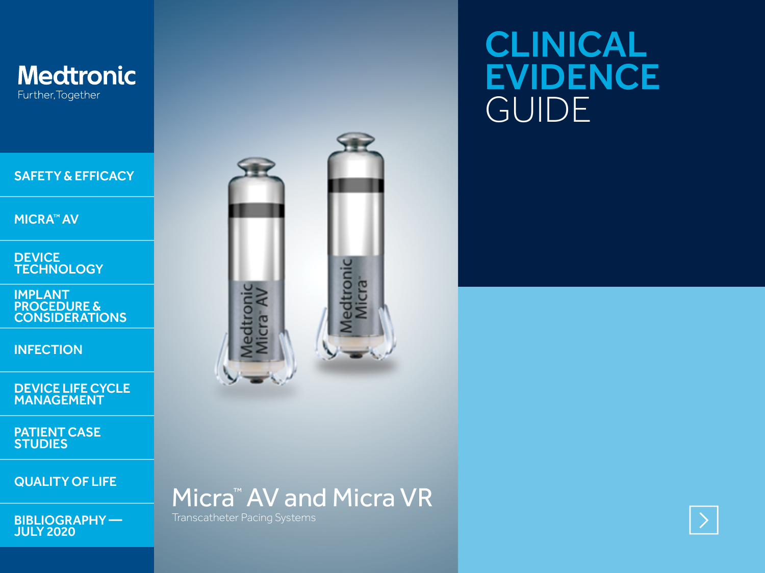# CLINICAL EVIDENCE GUIDE

**Medtronic**
Further, Together

- SAFETY & EFFICACY
- MICRA™ AV
- DEVICE TECHNOLOGY
- IMPLANT PROCEDURE & CONSIDERATIONS
- INFECTION
- DEVICE LIFE CYCLE MANAGEMENT
- PATIENT CASE STUDIES
- QUALITY OF LIFE
- BIBLIOGRAPHY — JULY 2020

## Micra™ AV and Micra VR

Transcatheter Pacing Systems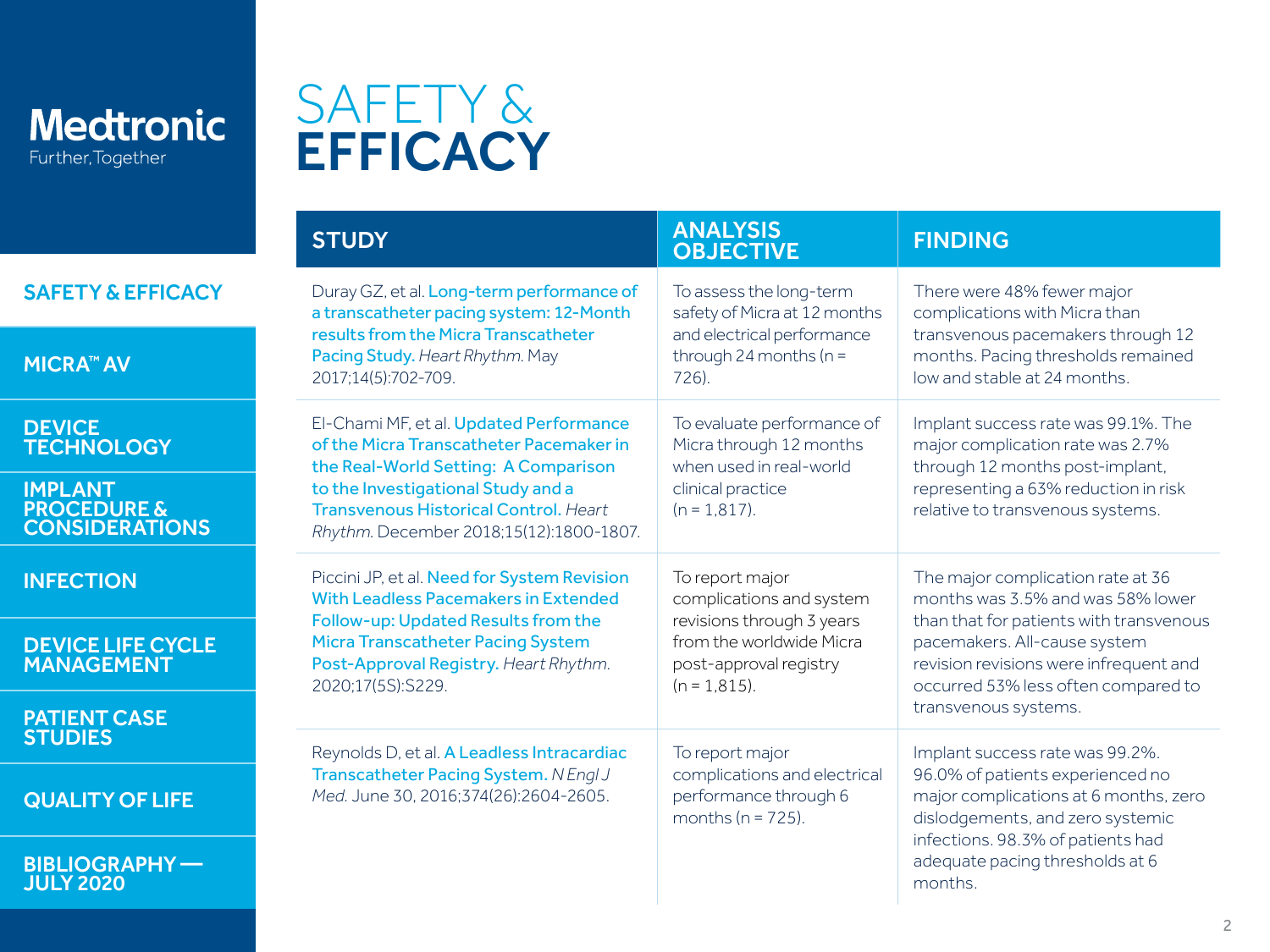Medtronic
Further, Together

- SAFETY & EFFICACY
- MICRA™ AV
- DEVICE TECHNOLOGY
- IMPLANT PROCEDURE & CONSIDERATIONS
- INFECTION
- DEVICE LIFE CYCLE MANAGEMENT
- PATIENT CASE STUDIES
- QUALITY OF LIFE
- BIBLIOGRAPHY — JULY 2020

# SAFETY & EFFICACY

| STUDY | ANALYSIS OBJECTIVE | FINDING |
|---|---|---|
| Duray GZ, et al. Long-term performance of a transcatheter pacing system: 12-Month results from the Micra Transcatheter Pacing Study. *Heart Rhythm.* May 2017;14(5):702-709. | To assess the long-term safety of Micra at 12 months and electrical performance through 24 months (n = 726). | There were 48% fewer major complications with Micra than transvenous pacemakers through 12 months. Pacing thresholds remained low and stable at 24 months. |
| El-Chami MF, et al. Updated Performance of the Micra Transcatheter Pacemaker in the Real-World Setting: A Comparison to the Investigational Study and a Transvenous Historical Control. *Heart Rhythm.* December 2018;15(12):1800-1807. | To evaluate performance of Micra through 12 months when used in real-world clinical practice (n = 1,817). | Implant success rate was 99.1%. The major complication rate was 2.7% through 12 months post-implant, representing a 63% reduction in risk relative to transvenous systems. |
| Piccini JP, et al. Need for System Revision With Leadless Pacemakers in Extended Follow-up: Updated Results from the Micra Transcatheter Pacing System Post-Approval Registry. *Heart Rhythm.* 2020;17(5S):S229. | To report major complications and system revisions through 3 years from the worldwide Micra post-approval registry (n = 1,815). | The major complication rate at 36 months was 3.5% and was 58% lower than that for patients with transvenous pacemakers. All-cause system revision revisions were infrequent and occurred 53% less often compared to transvenous systems. |
| Reynolds D, et al. A Leadless Intracardiac Transcatheter Pacing System. *N Engl J Med.* June 30, 2016;374(26):2604-2605. | To report major complications and electrical performance through 6 months (n = 725). | Implant success rate was 99.2%. 96.0% of patients experienced no major complications at 6 months, zero dislodgements, and zero systemic infections. 98.3% of patients had adequate pacing thresholds at 6 months. |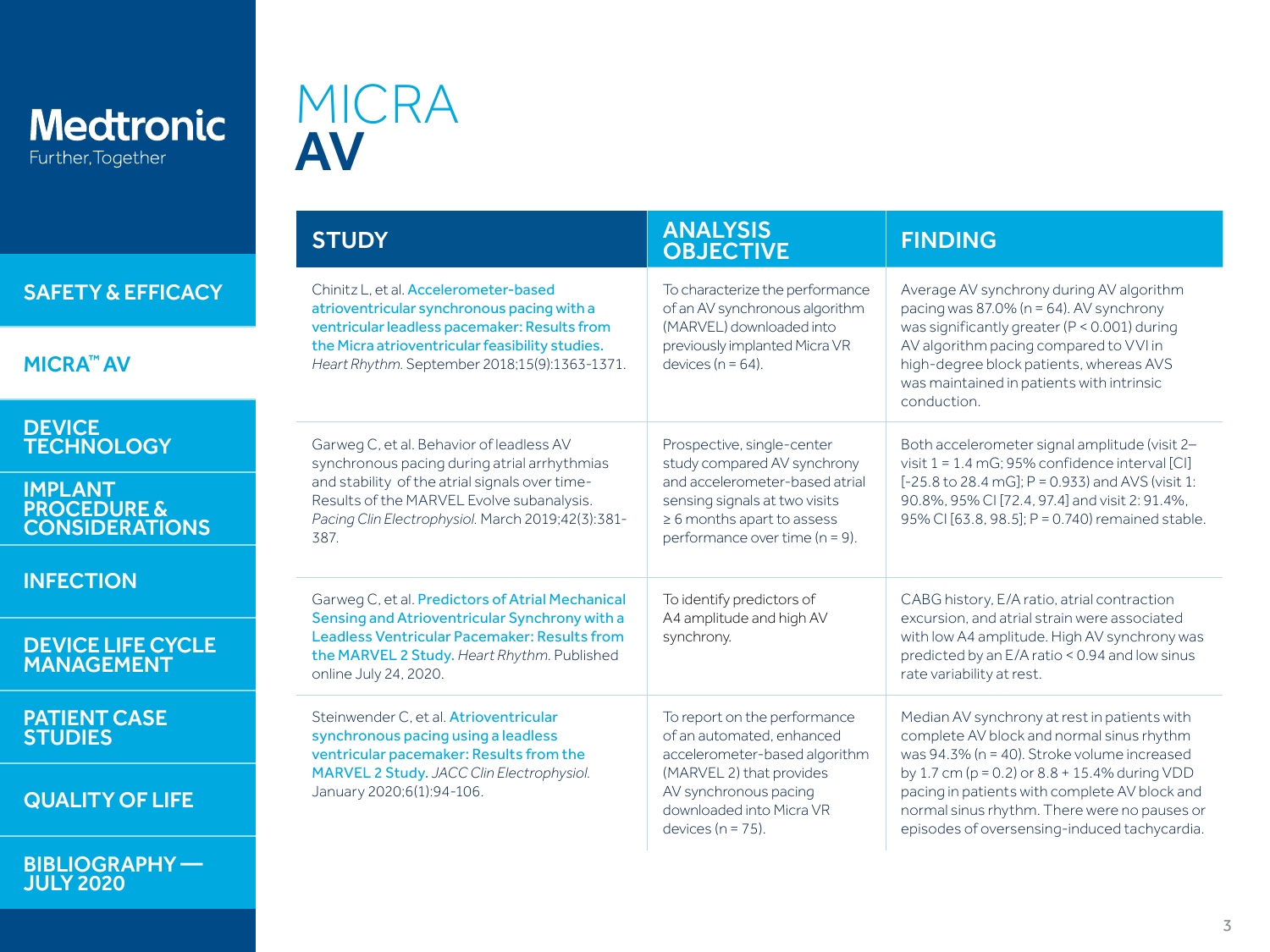Medtronic
Further, Together

SAFETY & EFFICACY

MICRA™ AV

DEVICE TECHNOLOGY

IMPLANT PROCEDURE & CONSIDERATIONS

INFECTION

DEVICE LIFE CYCLE MANAGEMENT

PATIENT CASE STUDIES

QUALITY OF LIFE

BIBLIOGRAPHY — JULY 2020

# MICRA **AV**

| STUDY | ANALYSIS OBJECTIVE | FINDING |
| --- | --- | --- |
| Chinitz L, et al. Accelerometer-based atrioventricular synchronous pacing with a ventricular leadless pacemaker: Results from the Micra atrioventricular feasibility studies. *Heart Rhythm.* September 2018;15(9):1363-1371. | To characterize the performance of an AV synchronous algorithm (MARVEL) downloaded into previously implanted Micra VR devices (n = 64). | Average AV synchrony during AV algorithm pacing was 87.0% (n = 64). AV synchrony was significantly greater (P < 0.001) during AV algorithm pacing compared to VVI in high-degree block patients, whereas AVS was maintained in patients with intrinsic conduction. |
| Garweg C, et al. Behavior of leadless AV synchronous pacing during atrial arrhythmias and stability of the atrial signals over time-Results of the MARVEL Evolve subanalysis. *Pacing Clin Electrophysiol.* March 2019;42(3):381-387. | Prospective, single-center study compared AV synchrony and accelerometer-based atrial sensing signals at two visits ≥ 6 months apart to assess performance over time (n = 9). | Both accelerometer signal amplitude (visit 2–visit 1 = 1.4 mG; 95% confidence interval [CI] [-25.8 to 28.4 mG]; P = 0.933) and AVS (visit 1: 90.8%, 95% CI [72.4, 97.4] and visit 2: 91.4%, 95% CI [63.8, 98.5]; P = 0.740) remained stable. |
| Garweg C, et al. Predictors of Atrial Mechanical Sensing and Atrioventricular Synchrony with a Leadless Ventricular Pacemaker: Results from the MARVEL 2 Study. *Heart Rhythm.* Published online July 24, 2020. | To identify predictors of A4 amplitude and high AV synchrony. | CABG history, E/A ratio, atrial contraction excursion, and atrial strain were associated with low A4 amplitude. High AV synchrony was predicted by an E/A ratio < 0.94 and low sinus rate variability at rest. |
| Steinwender C, et al. Atrioventricular synchronous pacing using a leadless ventricular pacemaker: Results from the MARVEL 2 Study. *JACC Clin Electrophysiol.* January 2020;6(1):94-106. | To report on the performance of an automated, enhanced accelerometer-based algorithm (MARVEL 2) that provides AV synchronous pacing downloaded into Micra VR devices (n = 75). | Median AV synchrony at rest in patients with complete AV block and normal sinus rhythm was 94.3% (n = 40). Stroke volume increased by 1.7 cm (p = 0.2) or 8.8 + 15.4% during VDD pacing in patients with complete AV block and normal sinus rhythm. There were no pauses or episodes of oversensing-induced tachycardia. |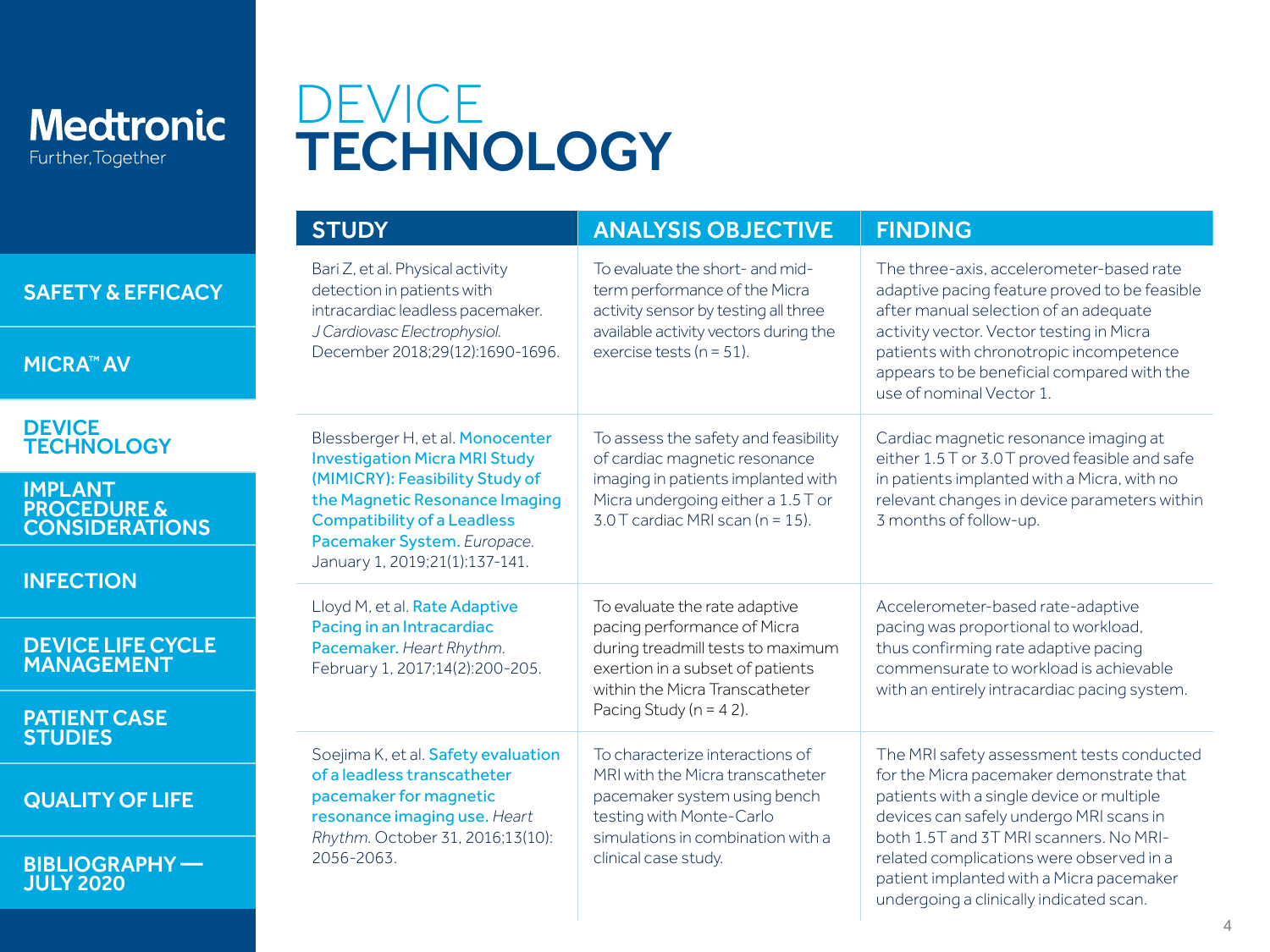Medtronic
Further, Together

- SAFETY & EFFICACY
- MICRA™ AV
- DEVICE TECHNOLOGY
- IMPLANT PROCEDURE & CONSIDERATIONS
- INFECTION
- DEVICE LIFE CYCLE MANAGEMENT
- PATIENT CASE STUDIES
- QUALITY OF LIFE
- BIBLIOGRAPHY — JULY 2020

# DEVICE TECHNOLOGY

| STUDY | ANALYSIS OBJECTIVE | FINDING |
|---|---|---|
| Bari Z, et al. Physical activity detection in patients with intracardiac leadless pacemaker. *J Cardiovasc Electrophysiol.* December 2018;29(12):1690-1696. | To evaluate the short- and mid-term performance of the Micra activity sensor by testing all three available activity vectors during the exercise tests (n = 51). | The three-axis, accelerometer-based rate adaptive pacing feature proved to be feasible after manual selection of an adequate activity vector. Vector testing in Micra patients with chronotropic incompetence appears to be beneficial compared with the use of nominal Vector 1. |
| Blessberger H, et al. Monocenter Investigation Micra MRI Study (MIMICRY): Feasibility Study of the Magnetic Resonance Imaging Compatibility of a Leadless Pacemaker System. *Europace.* January 1, 2019;21(1):137-141. | To assess the safety and feasibility of cardiac magnetic resonance imaging in patients implanted with Micra undergoing either a 1.5 T or 3.0 T cardiac MRI scan (n = 15). | Cardiac magnetic resonance imaging at either 1.5 T or 3.0 T proved feasible and safe in patients implanted with a Micra, with no relevant changes in device parameters within 3 months of follow-up. |
| Lloyd M, et al. Rate Adaptive Pacing in an Intracardiac Pacemaker. *Heart Rhythm.* February 1, 2017;14(2):200-205. | To evaluate the rate adaptive pacing performance of Micra during treadmill tests to maximum exertion in a subset of patients within the Micra Transcatheter Pacing Study (n = 4 2). | Accelerometer-based rate-adaptive pacing was proportional to workload, thus confirming rate adaptive pacing commensurate to workload is achievable with an entirely intracardiac pacing system. |
| Soejima K, et al. Safety evaluation of a leadless transcatheter pacemaker for magnetic resonance imaging use. *Heart Rhythm.* October 31, 2016;13(10): 2056-2063. | To characterize interactions of MRI with the Micra transcatheter pacemaker system using bench testing with Monte-Carlo simulations in combination with a clinical case study. | The MRI safety assessment tests conducted for the Micra pacemaker demonstrate that patients with a single device or multiple devices can safely undergo MRI scans in both 1.5T and 3T MRI scanners. No MRI-related complications were observed in a patient implanted with a Micra pacemaker undergoing a clinically indicated scan. |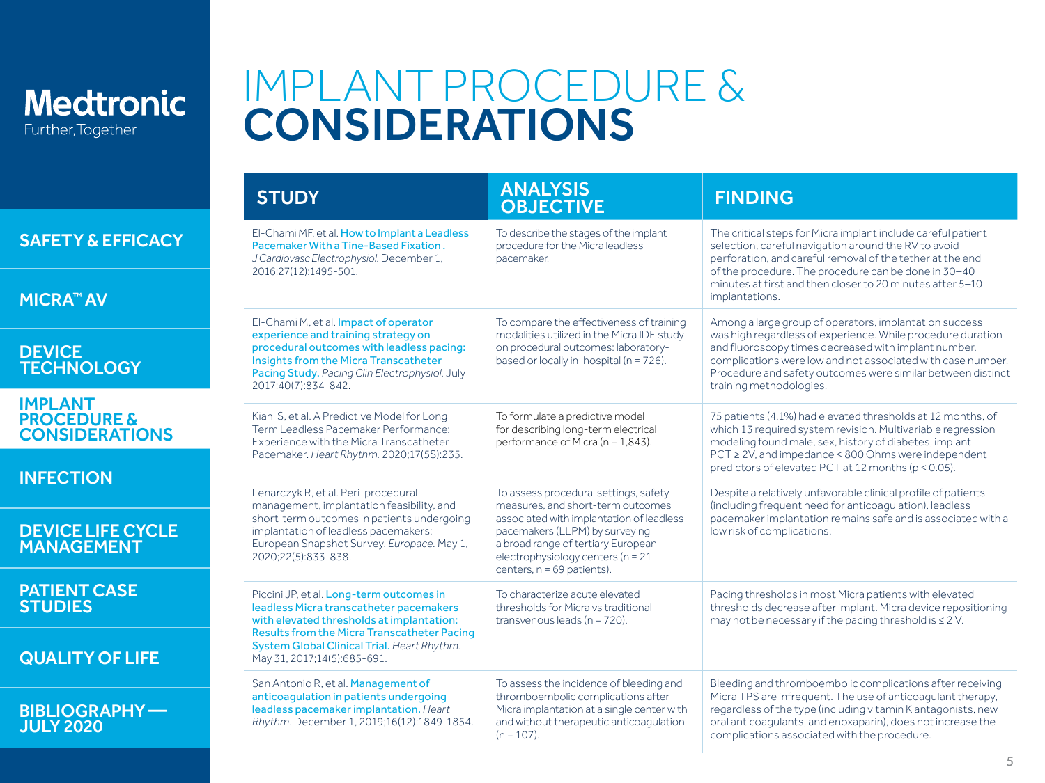Medtronic
Further, Together

- SAFETY & EFFICACY
- MICRA™ AV
- DEVICE TECHNOLOGY
- IMPLANT PROCEDURE & CONSIDERATIONS
- INFECTION
- DEVICE LIFE CYCLE MANAGEMENT
- PATIENT CASE STUDIES
- QUALITY OF LIFE
- BIBLIOGRAPHY — JULY 2020

# IMPLANT PROCEDURE & **CONSIDERATIONS**

| STUDY | ANALYSIS OBJECTIVE | FINDING |
|---|---|---|
| El-Chami MF, et al. How to Implant a Leadless Pacemaker With a Tine-Based Fixation. *J Cardiovasc Electrophysiol.* December 1, 2016;27(12):1495-501. | To describe the stages of the implant procedure for the Micra leadless pacemaker. | The critical steps for Micra implant include careful patient selection, careful navigation around the RV to avoid perforation, and careful removal of the tether at the end of the procedure. The procedure can be done in 30–40 minutes at first and then closer to 20 minutes after 5–10 implantations. |
| El-Chami M, et al. Impact of operator experience and training strategy on procedural outcomes with leadless pacing: Insights from the Micra Transcatheter Pacing Study. *Pacing Clin Electrophysiol.* July 2017;40(7):834-842. | To compare the effectiveness of training modalities utilized in the Micra IDE study on procedural outcomes: laboratory-based or locally in-hospital (n = 726). | Among a large group of operators, implantation success was high regardless of experience. While procedure duration and fluoroscopy times decreased with implant number, complications were low and not associated with case number. Procedure and safety outcomes were similar between distinct training methodologies. |
| Kiani S, et al. A Predictive Model for Long Term Leadless Pacemaker Performance: Experience with the Micra Transcatheter Pacemaker. *Heart Rhythm.* 2020;17(5S):235. | To formulate a predictive model for describing long-term electrical performance of Micra (n = 1,843). | 75 patients (4.1%) had elevated thresholds at 12 months, of which 13 required system revision. Multivariable regression modeling found male, sex, history of diabetes, implant PCT ≥ 2V, and impedance < 800 Ohms were independent predictors of elevated PCT at 12 months ($p < 0.05$). |
| Lenarczyk R, et al. Peri-procedural management, implantation feasibility, and short-term outcomes in patients undergoing implantation of leadless pacemakers: European Snapshot Survey. *Europace.* May 1, 2020;22(5):833-838. | To assess procedural settings, safety measures, and short-term outcomes associated with implantation of leadless pacemakers (LLPM) by surveying a broad range of tertiary European electrophysiology centers (n = 21 centers, n = 69 patients). | Despite a relatively unfavorable clinical profile of patients (including frequent need for anticoagulation), leadless pacemaker implantation remains safe and is associated with a low risk of complications. |
| Piccini JP, et al. Long-term outcomes in leadless Micra transcatheter pacemakers with elevated thresholds at implantation: Results from the Micra Transcatheter Pacing System Global Clinical Trial. *Heart Rhythm.* May 31, 2017;14(5):685-691. | To characterize acute elevated thresholds for Micra vs traditional transvenous leads (n = 720). | Pacing thresholds in most Micra patients with elevated thresholds decrease after implant. Micra device repositioning may not be necessary if the pacing threshold is ≤ 2 V. |
| San Antonio R, et al. Management of anticoagulation in patients undergoing leadless pacemaker implantation. *Heart Rhythm.* December 1, 2019;16(12):1849-1854. | To assess the incidence of bleeding and thromboembolic complications after Micra implantation at a single center with and without therapeutic anticoagulation (n = 107). | Bleeding and thromboembolic complications after receiving Micra TPS are infrequent. The use of anticoagulant therapy, regardless of the type (including vitamin K antagonists, new oral anticoagulants, and enoxaparin), does not increase the complications associated with the procedure. |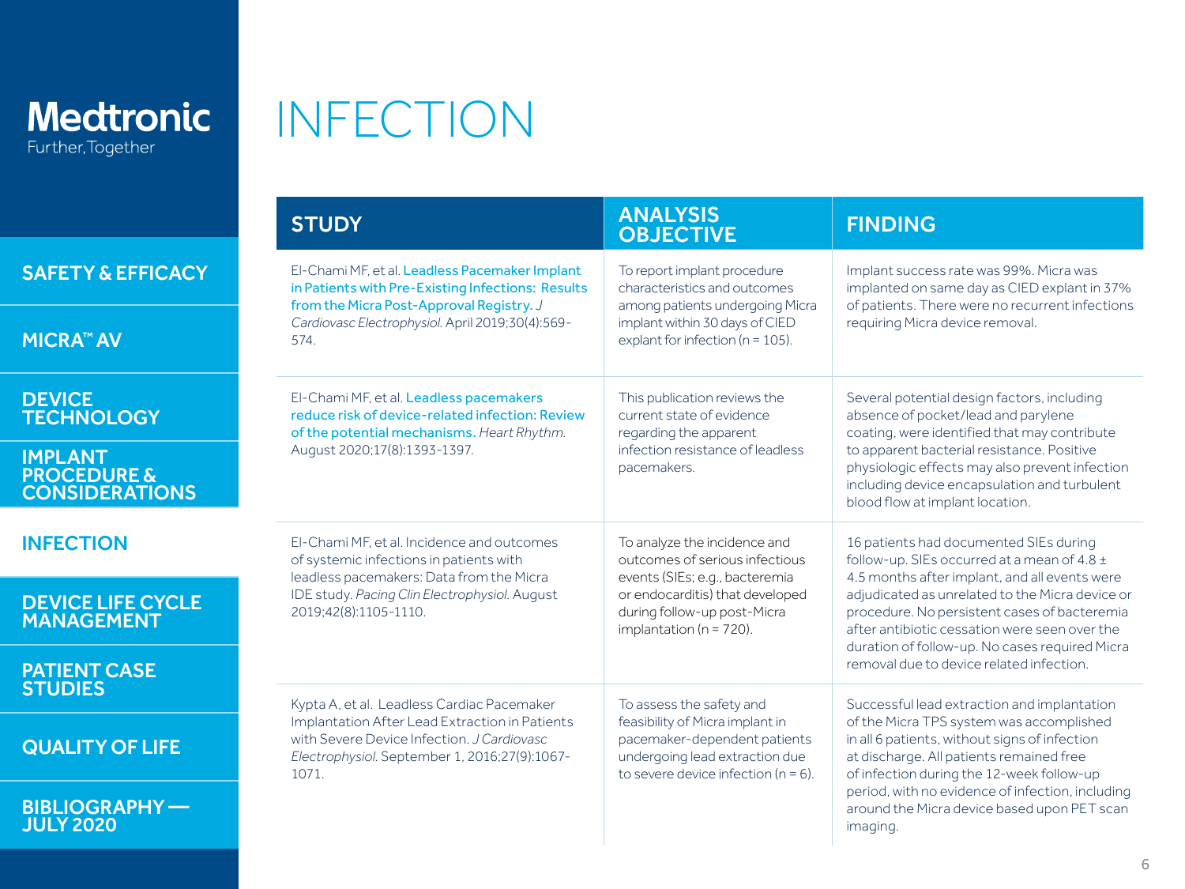# INFECTION

| STUDY | ANALYSIS OBJECTIVE | FINDING |
|---|---|---|
| El-Chami MF, et al. Leadless Pacemaker Implant in Patients with Pre-Existing Infections: Results from the Micra Post-Approval Registry. *J Cardiovasc Electrophysiol.* April 2019;30(4):569-574. | To report implant procedure characteristics and outcomes among patients undergoing Micra implant within 30 days of CIED explant for infection (n = 105). | Implant success rate was 99%. Micra was implanted on same day as CIED explant in 37% of patients. There were no recurrent infections requiring Micra device removal. |
| El-Chami MF, et al. Leadless pacemakers reduce risk of device-related infection: Review of the potential mechanisms. *Heart Rhythm.* August 2020;17(8):1393-1397. | This publication reviews the current state of evidence regarding the apparent infection resistance of leadless pacemakers. | Several potential design factors, including absence of pocket/lead and parylene coating, were identified that may contribute to apparent bacterial resistance. Positive physiologic effects may also prevent infection including device encapsulation and turbulent blood flow at implant location. |
| El-Chami MF, et al. Incidence and outcomes of systemic infections in patients with leadless pacemakers: Data from the Micra IDE study. *Pacing Clin Electrophysiol.* August 2019;42(8):1105-1110. | To analyze the incidence and outcomes of serious infectious events (SIEs; e.g., bacteremia or endocarditis) that developed during follow-up post-Micra implantation (n = 720). | 16 patients had documented SIEs during follow-up. SIEs occurred at a mean of 4.8 ± 4.5 months after implant, and all events were adjudicated as unrelated to the Micra device or procedure. No persistent cases of bacteremia after antibiotic cessation were seen over the duration of follow-up. No cases required Micra removal due to device related infection. |
| Kypta A, et al. Leadless Cardiac Pacemaker Implantation After Lead Extraction in Patients with Severe Device Infection. *J Cardiovasc Electrophysiol.* September 1, 2016;27(9):1067-1071. | To assess the safety and feasibility of Micra implant in pacemaker-dependent patients undergoing lead extraction due to severe device infection (n = 6). | Successful lead extraction and implantation of the Micra TPS system was accomplished in all 6 patients, without signs of infection at discharge. All patients remained free of infection during the 12-week follow-up period, with no evidence of infection, including around the Micra device based upon PET scan imaging. |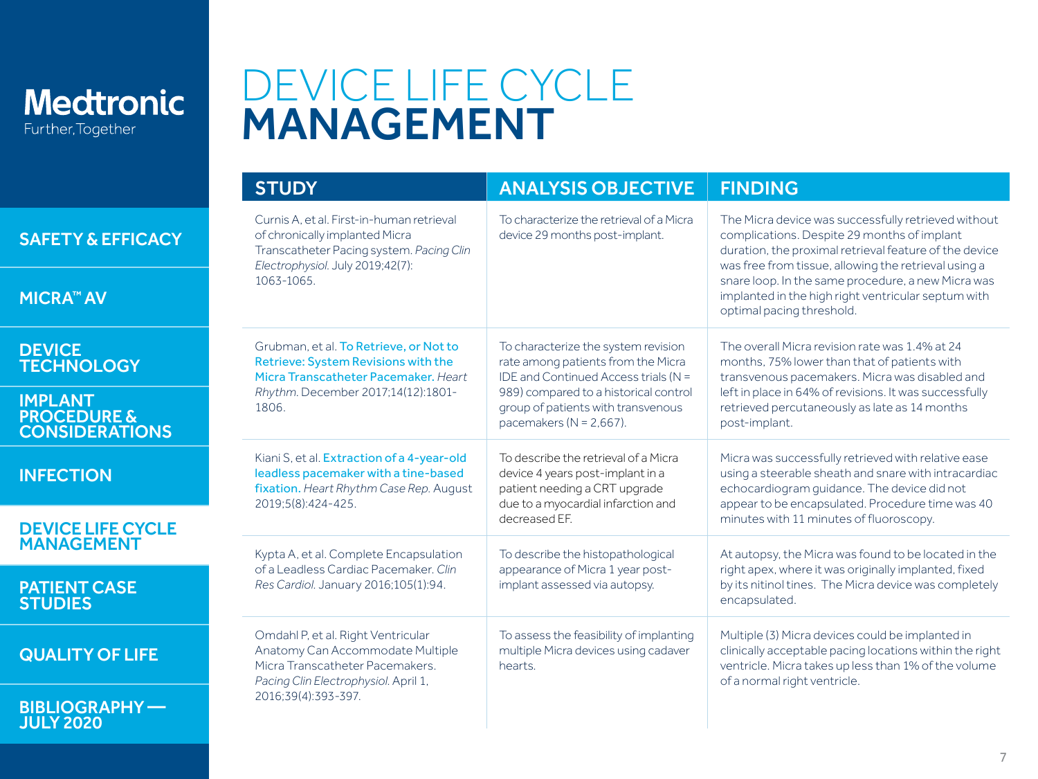# DEVICE LIFE CYCLE **MANAGEMENT**

| STUDY | ANALYSIS OBJECTIVE | FINDING |
|---|---|---|
| Curnis A, et al. First-in-human retrieval of chronically implanted Micra Transcatheter Pacing system. *Pacing Clin Electrophysiol.* July 2019;42(7): 1063-1065. | To characterize the retrieval of a Micra device 29 months post-implant. | The Micra device was successfully retrieved without complications. Despite 29 months of implant duration, the proximal retrieval feature of the device was free from tissue, allowing the retrieval using a snare loop. In the same procedure, a new Micra was implanted in the high right ventricular septum with optimal pacing threshold. |
| Grubman, et al. To Retrieve, or Not to Retrieve: System Revisions with the Micra Transcatheter Pacemaker. *Heart Rhythm.* December 2017;14(12):1801-1806. | To characterize the system revision rate among patients from the Micra IDE and Continued Access trials (N = 989) compared to a historical control group of patients with transvenous pacemakers (N = 2,667). | The overall Micra revision rate was 1.4% at 24 months, 75% lower than that of patients with transvenous pacemakers. Micra was disabled and left in place in 64% of revisions. It was successfully retrieved percutaneously as late as 14 months post-implant. |
| Kiani S, et al. Extraction of a 4-year-old leadless pacemaker with a tine-based fixation. *Heart Rhythm Case Rep.* August 2019;5(8):424-425. | To describe the retrieval of a Micra device 4 years post-implant in a patient needing a CRT upgrade due to a myocardial infarction and decreased EF. | Micra was successfully retrieved with relative ease using a steerable sheath and snare with intracardiac echocardiogram guidance. The device did not appear to be encapsulated. Procedure time was 40 minutes with 11 minutes of fluoroscopy. |
| Kypta A, et al. Complete Encapsulation of a Leadless Cardiac Pacemaker. *Clin Res Cardiol.* January 2016;105(1):94. | To describe the histopathological appearance of Micra 1 year post-implant assessed via autopsy. | At autopsy, the Micra was found to be located in the right apex, where it was originally implanted, fixed by its nitinol tines. The Micra device was completely encapsulated. |
| Omdahl P, et al. Right Ventricular Anatomy Can Accommodate Multiple Micra Transcatheter Pacemakers. *Pacing Clin Electrophysiol.* April 1, 2016;39(4):393-397. | To assess the feasibility of implanting multiple Micra devices using cadaver hearts. | Multiple (3) Micra devices could be implanted in clinically acceptable pacing locations within the right ventricle. Micra takes up less than 1% of the volume of a normal right ventricle. |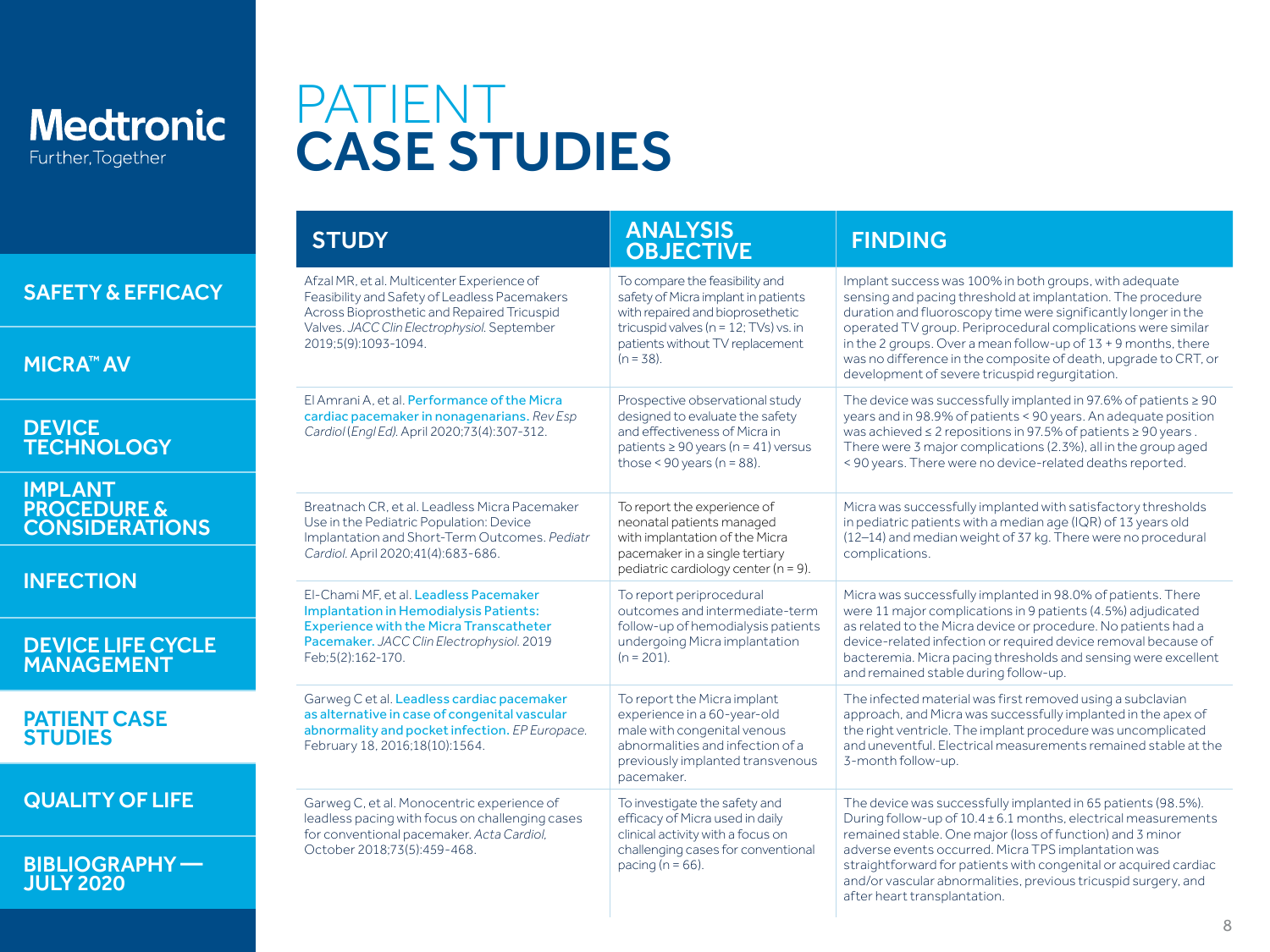Medtronic
Further, Together

- SAFETY & EFFICACY
- MICRA™ AV
- DEVICE TECHNOLOGY
- IMPLANT PROCEDURE & CONSIDERATIONS
- INFECTION
- DEVICE LIFE CYCLE MANAGEMENT
- PATIENT CASE STUDIES
- QUALITY OF LIFE
- BIBLIOGRAPHY — JULY 2020

# PATIENT **CASE STUDIES**

| STUDY | ANALYSIS OBJECTIVE | FINDING |
|---|---|---|
| Afzal MR, et al. Multicenter Experience of Feasibility and Safety of Leadless Pacemakers Across Bioprosthetic and Repaired Tricuspid Valves. *JACC Clin Electrophysiol.* September 2019;5(9):1093-1094. | To compare the feasibility and safety of Micra implant in patients with repaired and bioprosethetic tricuspid valves (n = 12; TVs) vs. in patients without TV replacement (n = 38). | Implant success was 100% in both groups, with adequate sensing and pacing threshold at implantation. The procedure duration and fluoroscopy time were significantly longer in the operated TV group. Periprocedural complications were similar in the 2 groups. Over a mean follow-up of 13 + 9 months, there was no difference in the composite of death, upgrade to CRT, or development of severe tricuspid regurgitation. |
| El Amrani A, et al. Performance of the Micra cardiac pacemaker in nonagenarians. *Rev Esp Cardiol (Engl Ed).* April 2020;73(4):307-312. | Prospective observational study designed to evaluate the safety and effectiveness of Micra in patients ≥ 90 years (n = 41) versus those < 90 years (n = 88). | The device was successfully implanted in 97.6% of patients ≥ 90 years and in 98.9% of patients < 90 years. An adequate position was achieved ≤ 2 repositions in 97.5% of patients ≥ 90 years . There were 3 major complications (2.3%), all in the group aged < 90 years. There were no device-related deaths reported. |
| Breatnach CR, et al. Leadless Micra Pacemaker Use in the Pediatric Population: Device Implantation and Short-Term Outcomes. *Pediatr Cardiol.* April 2020;41(4):683-686. | To report the experience of neonatal patients managed with implantation of the Micra pacemaker in a single tertiary pediatric cardiology center (n = 9). | Micra was successfully implanted with satisfactory thresholds in pediatric patients with a median age (IQR) of 13 years old (12–14) and median weight of 37 kg. There were no procedural complications. |
| El-Chami MF, et al. Leadless Pacemaker Implantation in Hemodialysis Patients: Experience with the Micra Transcatheter Pacemaker. *JACC Clin Electrophysiol.* 2019 Feb;5(2):162-170. | To report periprocedural outcomes and intermediate-term follow-up of hemodialysis patients undergoing Micra implantation (n = 201). | Micra was successfully implanted in 98.0% of patients. There were 11 major complications in 9 patients (4.5%) adjudicated as related to the Micra device or procedure. No patients had a device-related infection or required device removal because of bacteremia. Micra pacing thresholds and sensing were excellent and remained stable during follow-up. |
| Garweg C et al. Leadless cardiac pacemaker as alternative in case of congenital vascular abnormality and pocket infection. *EP Europace.* February 18, 2016;18(10):1564. | To report the Micra implant experience in a 60-year-old male with congenital venous abnormalities and infection of a previously implanted transvenous pacemaker. | The infected material was first removed using a subclavian approach, and Micra was successfully implanted in the apex of the right ventricle. The implant procedure was uncomplicated and uneventful. Electrical measurements remained stable at the 3-month follow-up. |
| Garweg C, et al. Monocentric experience of leadless pacing with focus on challenging cases for conventional pacemaker. *Acta Cardiol,* October 2018;73(5):459-468. | To investigate the safety and efficacy of Micra used in daily clinical activity with a focus on challenging cases for conventional pacing (n = 66). | The device was successfully implanted in 65 patients (98.5%). During follow-up of 10.4 ± 6.1 months, electrical measurements remained stable. One major (loss of function) and 3 minor adverse events occurred. Micra TPS implantation was straightforward for patients with congenital or acquired cardiac and/or vascular abnormalities, previous tricuspid surgery, and after heart transplantation. |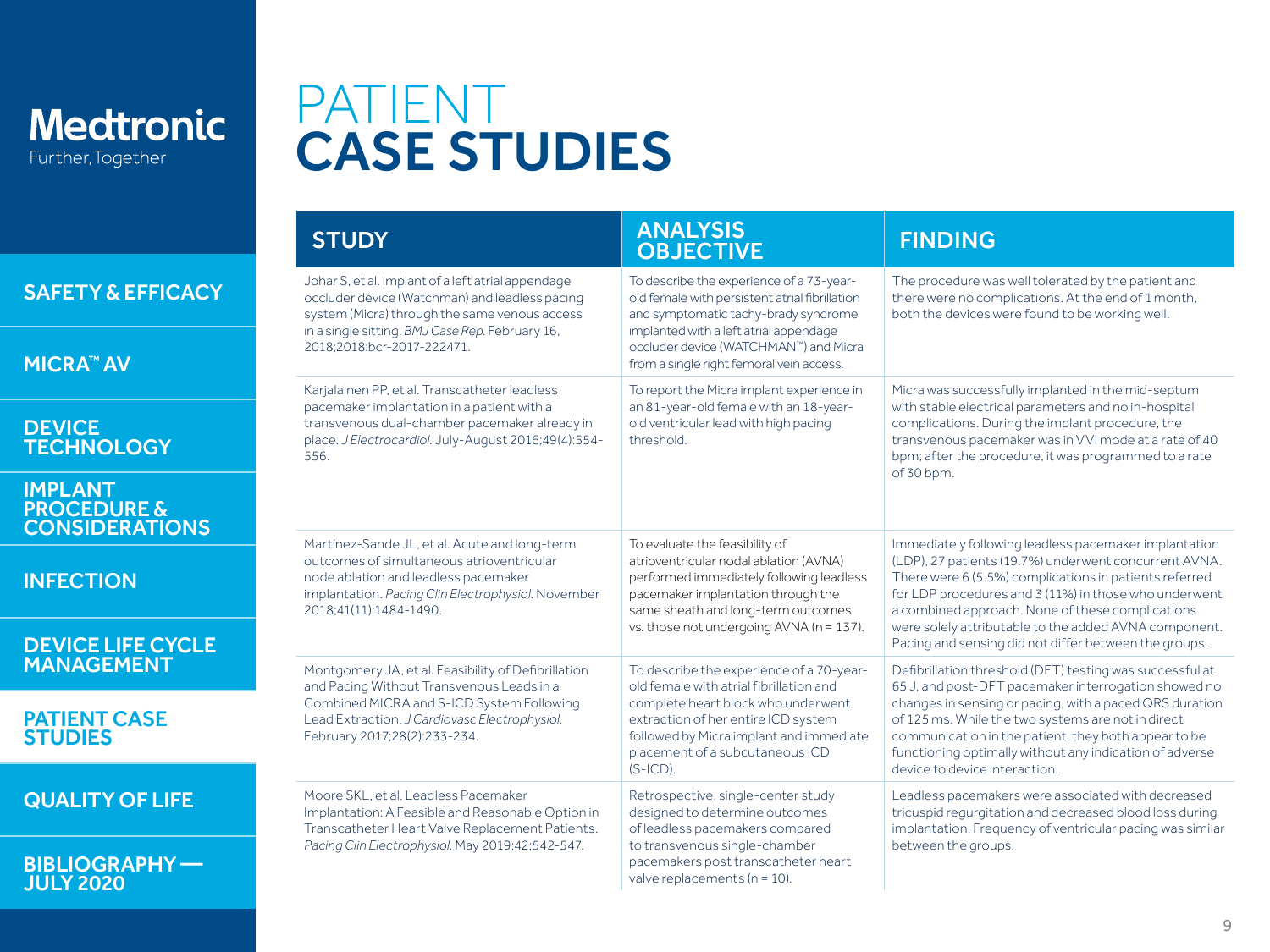# PATIENT CASE STUDIES

| STUDY | ANALYSIS OBJECTIVE | FINDING |
|---|---|---|
| Johar S, et al. Implant of a left atrial appendage occluder device (Watchman) and leadless pacing system (Micra) through the same venous access in a single sitting. *BMJ Case Rep.* February 16, 2018;2018:bcr-2017-222471. | To describe the experience of a 73-year-old female with persistent atrial fibrillation and symptomatic tachy-brady syndrome implanted with a left atrial appendage occluder device (WATCHMAN™) and Micra from a single right femoral vein access. | The procedure was well tolerated by the patient and there were no complications. At the end of 1 month, both the devices were found to be working well. |
| Karjalainen PP, et al. Transcatheter leadless pacemaker implantation in a patient with a transvenous dual-chamber pacemaker already in place. *J Electrocardiol.* July-August 2016;49(4):554-556. | To report the Micra implant experience in an 81-year-old female with an 18-year-old ventricular lead with high pacing threshold. | Micra was successfully implanted in the mid-septum with stable electrical parameters and no in-hospital complications. During the implant procedure, the transvenous pacemaker was in VVI mode at a rate of 40 bpm; after the procedure, it was programmed to a rate of 30 bpm. |
| Martínez-Sande JL, et al. Acute and long-term outcomes of simultaneous atrioventricular node ablation and leadless pacemaker implantation. *Pacing Clin Electrophysiol.* November 2018;41(11):1484-1490. | To evaluate the feasibility of atrioventricular nodal ablation (AVNA) performed immediately following leadless pacemaker implantation through the same sheath and long-term outcomes vs. those not undergoing AVNA (n = 137). | Immediately following leadless pacemaker implantation (LDP), 27 patients (19.7%) underwent concurrent AVNA. There were 6 (5.5%) complications in patients referred for LDP procedures and 3 (11%) in those who underwent a combined approach. None of these complications were solely attributable to the added AVNA component. Pacing and sensing did not differ between the groups. |
| Montgomery JA, et al. Feasibility of Defibrillation and Pacing Without Transvenous Leads in a Combined MICRA and S-ICD System Following Lead Extraction. *J Cardiovasc Electrophysiol.* February 2017;28(2):233-234. | To describe the experience of a 70-year-old female with atrial fibrillation and complete heart block who underwent extraction of her entire ICD system followed by Micra implant and immediate placement of a subcutaneous ICD (S-ICD). | Defibrillation threshold (DFT) testing was successful at 65 J, and post-DFT pacemaker interrogation showed no changes in sensing or pacing, with a paced QRS duration of 125 ms. While the two systems are not in direct communication in the patient, they both appear to be functioning optimally without any indication of adverse device to device interaction. |
| Moore SKL, et al. Leadless Pacemaker Implantation: A Feasible and Reasonable Option in Transcatheter Heart Valve Replacement Patients. *Pacing Clin Electrophysiol.* May 2019;42:542-547. | Retrospective, single-center study designed to determine outcomes of leadless pacemakers compared to transvenous single-chamber pacemakers post transcatheter heart valve replacements (n = 10). | Leadless pacemakers were associated with decreased tricuspid regurgitation and decreased blood loss during implantation. Frequency of ventricular pacing was similar between the groups. |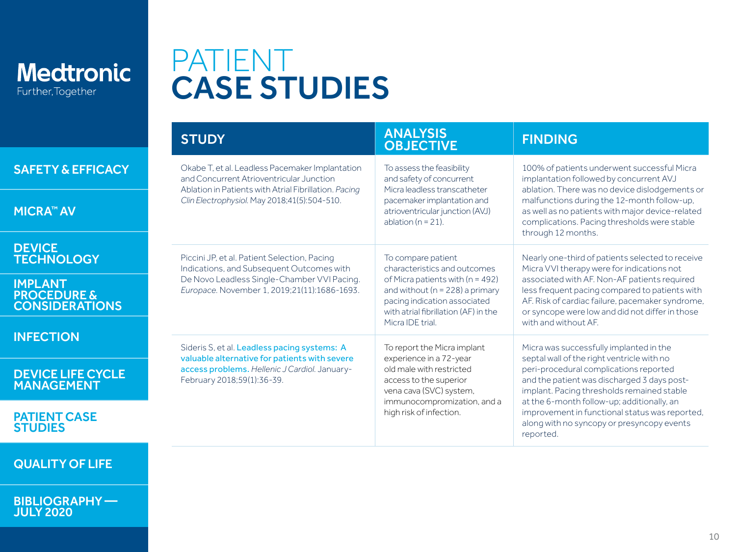# PATIENT CASE STUDIES

| STUDY | ANALYSIS OBJECTIVE | FINDING |
| --- | --- | --- |
| Okabe T, et al. Leadless Pacemaker Implantation and Concurrent Atrioventricular Junction Ablation in Patients with Atrial Fibrillation. *Pacing Clin Electrophysiol.* May 2018;41(5):504-510. | To assess the feasibility and safety of concurrent Micra leadless transcatheter pacemaker implantation and atrioventricular junction (AVJ) ablation (n = 21). | 100% of patients underwent successful Micra implantation followed by concurrent AVJ ablation. There was no device dislodgements or malfunctions during the 12-month follow-up, as well as no patients with major device-related complications. Pacing thresholds were stable through 12 months. |
| Piccini JP, et al. Patient Selection, Pacing Indications, and Subsequent Outcomes with De Novo Leadless Single-Chamber VVI Pacing. *Europace.* November 1, 2019;21(11):1686-1693. | To compare patient characteristics and outcomes of Micra patients with (n = 492) and without (n = 228) a primary pacing indication associated with atrial fibrillation (AF) in the Micra IDE trial. | Nearly one-third of patients selected to receive Micra VVI therapy were for indications not associated with AF. Non-AF patients required less frequent pacing compared to patients with AF. Risk of cardiac failure, pacemaker syndrome, or syncope were low and did not differ in those with and without AF. |
| Sideris S, et al. Leadless pacing systems: A valuable alternative for patients with severe access problems. *Hellenic J Cardiol.* January-February 2018;59(1):36-39. | To report the Micra implant experience in a 72-year old male with restricted access to the superior vena cava (SVC) system, immunocompromization, and a high risk of infection. | Micra was successfully implanted in the septal wall of the right ventricle with no peri-procedural complications reported and the patient was discharged 3 days post-implant. Pacing thresholds remained stable at the 6-month follow-up; additionally, an improvement in functional status was reported, along with no syncopy or presyncopy events reported. |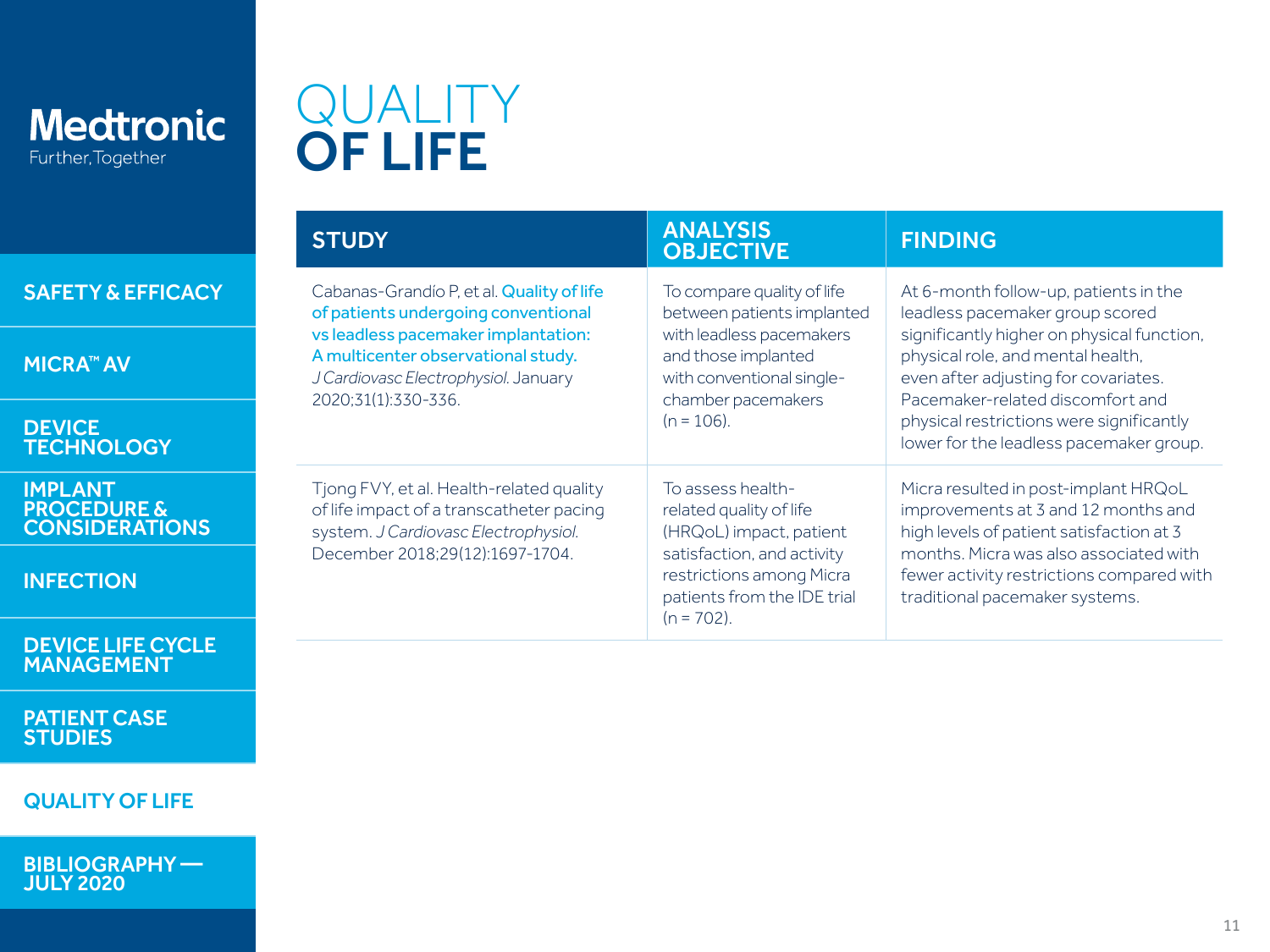Medtronic
Further, Together

- SAFETY & EFFICACY
- MICRA™ AV
- DEVICE TECHNOLOGY
- IMPLANT PROCEDURE & CONSIDERATIONS
- INFECTION
- DEVICE LIFE CYCLE MANAGEMENT
- PATIENT CASE STUDIES
- QUALITY OF LIFE
- BIBLIOGRAPHY — JULY 2020

# QUALITY OF LIFE

| STUDY | ANALYSIS OBJECTIVE | FINDING |
|---|---|---|
| Cabanas-Grandío P, et al. Quality of life of patients undergoing conventional vs leadless pacemaker implantation: A multicenter observational study. *J Cardiovasc Electrophysiol.* January 2020;31(1):330-336. | To compare quality of life between patients implanted with leadless pacemakers and those implanted with conventional single-chamber pacemakers (n = 106). | At 6-month follow-up, patients in the leadless pacemaker group scored significantly higher on physical function, physical role, and mental health, even after adjusting for covariates. Pacemaker-related discomfort and physical restrictions were significantly lower for the leadless pacemaker group. |
| Tjong FVY, et al. Health-related quality of life impact of a transcatheter pacing system. *J Cardiovasc Electrophysiol.* December 2018;29(12):1697-1704. | To assess health-related quality of life (HRQoL) impact, patient satisfaction, and activity restrictions among Micra patients from the IDE trial (n = 702). | Micra resulted in post-implant HRQoL improvements at 3 and 12 months and high levels of patient satisfaction at 3 months. Micra was also associated with fewer activity restrictions compared with traditional pacemaker systems. |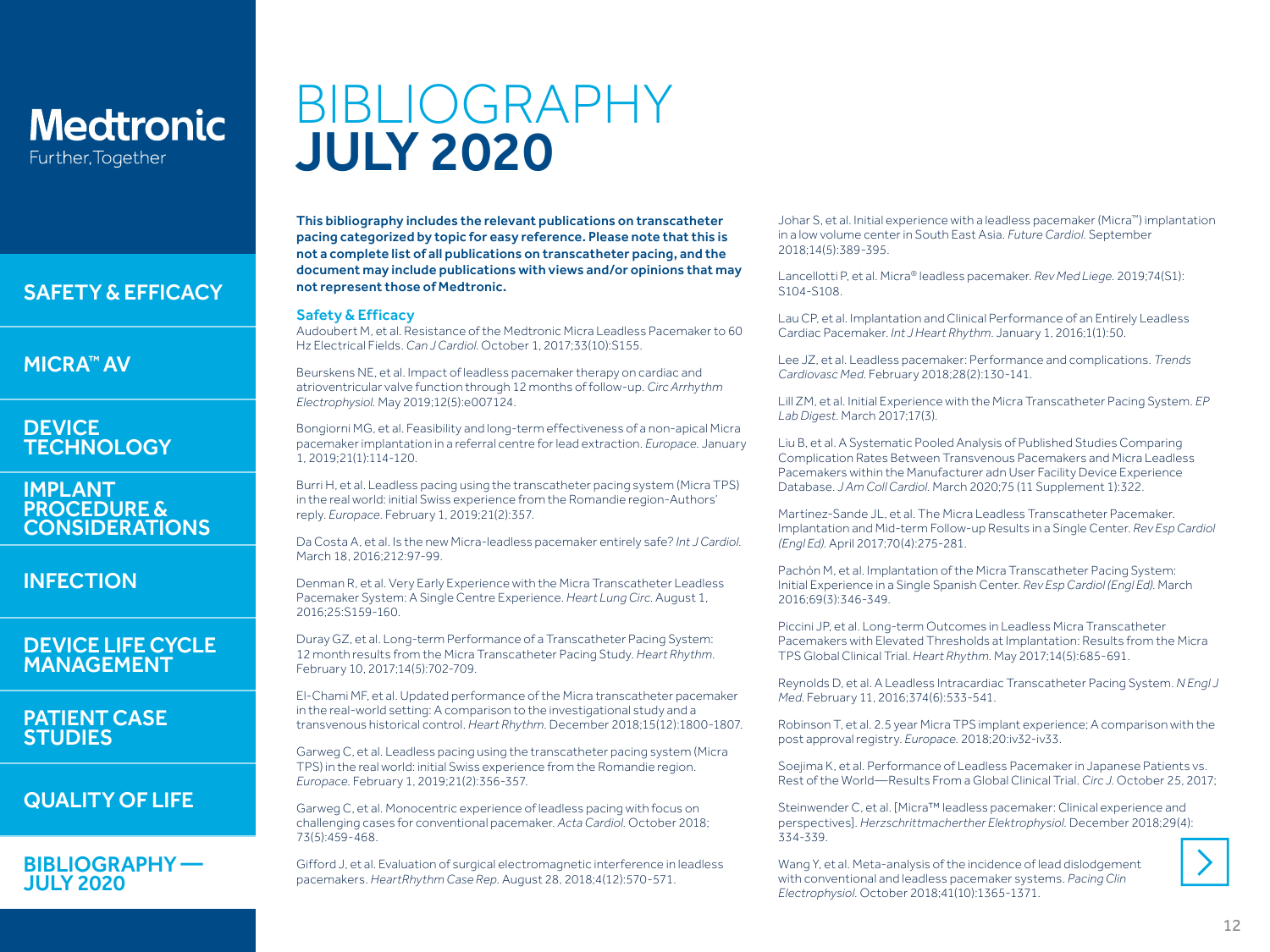# BIBLIOGRAPHY
# JULY 2020

**This bibliography includes the relevant publications on transcatheter pacing categorized by topic for easy reference. Please note that this is not a complete list of all publications on transcatheter pacing, and the document may include publications with views and/or opinions that may not represent those of Medtronic.**

## Safety & Efficacy

Audoubert M, et al. Resistance of the Medtronic Micra Leadless Pacemaker to 60 Hz Electrical Fields. *Can J Cardiol.* October 1, 2017;33(10):S155.

Beurskens NE, et al. Impact of leadless pacemaker therapy on cardiac and atrioventricular valve function through 12 months of follow-up. *Circ Arrhythm Electrophysiol.* May 2019;12(5):e007124.

Bongiorni MG, et al. Feasibility and long-term effectiveness of a non-apical Micra pacemaker implantation in a referral centre for lead extraction. *Europace.* January 1, 2019;21(1):114-120.

Burri H, et al. Leadless pacing using the transcatheter pacing system (Micra TPS) in the real world: initial Swiss experience from the Romandie region-Authors' reply. *Europace.* February 1, 2019;21(2):357.

Da Costa A, et al. Is the new Micra-leadless pacemaker entirely safe? *Int J Cardiol.* March 18, 2016;212:97-99.

Denman R, et al. Very Early Experience with the Micra Transcatheter Leadless Pacemaker System: A Single Centre Experience. *Heart Lung Circ.* August 1, 2016;25:S159-160.

Duray GZ, et al. Long-term Performance of a Transcatheter Pacing System: 12 month results from the Micra Transcatheter Pacing Study. *Heart Rhythm.* February 10, 2017;14(5):702-709.

El-Chami MF, et al. Updated performance of the Micra transcatheter pacemaker in the real-world setting: A comparison to the investigational study and a transvenous historical control. *Heart Rhythm.* December 2018;15(12):1800-1807.

Garweg C, et al. Leadless pacing using the transcatheter pacing system (Micra TPS) in the real world: initial Swiss experience from the Romandie region. *Europace.* February 1, 2019;21(2):356-357.

Garweg C, et al. Monocentric experience of leadless pacing with focus on challenging cases for conventional pacemaker. *Acta Cardiol.* October 2018; 73(5):459-468.

Gifford J, et al. Evaluation of surgical electromagnetic interference in leadless pacemakers. *HeartRhythm Case Rep.* August 28, 2018;4(12):570-571.

Johar S, et al. Initial experience with a leadless pacemaker (Micra™) implantation in a low volume center in South East Asia. *Future Cardiol.* September 2018;14(5):389-395.

Lancellotti P, et al. Micra® leadless pacemaker. *Rev Med Liege.* 2019;74(S1): S104-S108.

Lau CP, et al. Implantation and Clinical Performance of an Entirely Leadless Cardiac Pacemaker. *Int J Heart Rhythm.* January 1, 2016;1(1):50.

Lee JZ, et al. Leadless pacemaker: Performance and complications. *Trends Cardiovasc Med.* February 2018;28(2):130-141.

Lill ZM, et al. Initial Experience with the Micra Transcatheter Pacing System. *EP Lab Digest.* March 2017;17(3).

Liu B, et al. A Systematic Pooled Analysis of Published Studies Comparing Complication Rates Between Transvenous Pacemakers and Micra Leadless Pacemakers within the Manufacturer adn User Facility Device Experience Database. *J Am Coll Cardiol.* March 2020;75 (11 Supplement 1):322.

Martínez-Sande JL, et al. The Micra Leadless Transcatheter Pacemaker. Implantation and Mid-term Follow-up Results in a Single Center. *Rev Esp Cardiol (Engl Ed).* April 2017;70(4):275-281.

Pachón M, et al. Implantation of the Micra Transcatheter Pacing System: Initial Experience in a Single Spanish Center. *Rev Esp Cardiol (Engl Ed).* March 2016;69(3):346-349.

Piccini JP, et al. Long-term Outcomes in Leadless Micra Transcatheter Pacemakers with Elevated Thresholds at Implantation: Results from the Micra TPS Global Clinical Trial. *Heart Rhythm.* May 2017;14(5):685-691.

Reynolds D, et al. A Leadless Intracardiac Transcatheter Pacing System. *N Engl J Med.* February 11, 2016;374(6):533-541.

Robinson T, et al. 2.5 year Micra TPS implant experience; A comparison with the post approval registry. *Europace.* 2018;20:iv32-iv33.

Soejima K, et al. Performance of Leadless Pacemaker in Japanese Patients vs. Rest of the World—Results From a Global Clinical Trial. *Circ J.* October 25, 2017;

Steinwender C, et al. [Micra™ leadless pacemaker: Clinical experience and perspectives]. *Herzschrittmachertherther Elektrophysiol.* December 2018;29(4): 334-339.

Wang Y, et al. Meta-analysis of the incidence of lead dislodgement with conventional and leadless pacemaker systems. *Pacing Clin Electrophysiol.* October 2018;41(10):1365-1371.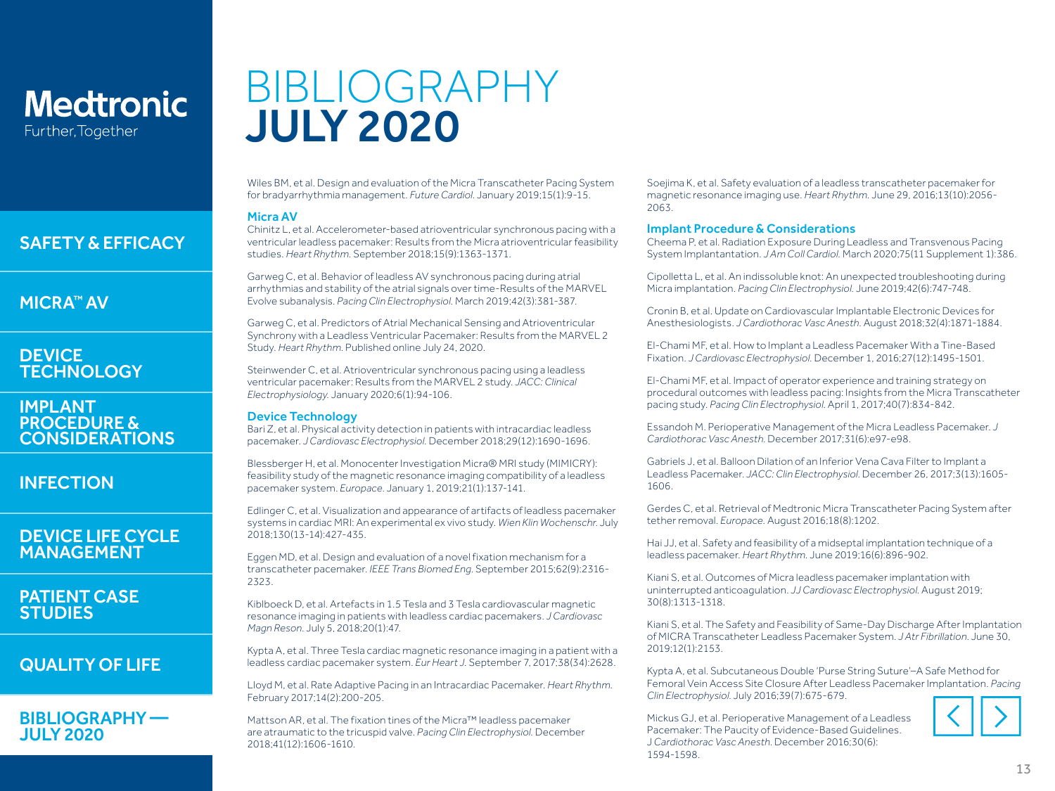# BIBLIOGRAPHY JULY 2020

Wiles BM, et al. Design and evaluation of the Micra Transcatheter Pacing System for bradyarrhythmia management. *Future Cardiol.* January 2019;15(1):9-15.

## Micra AV

Chinitz L, et al. Accelerometer-based atrioventricular synchronous pacing with a ventricular leadless pacemaker: Results from the Micra atrioventricular feasibility studies. *Heart Rhythm.* September 2018;15(9):1363-1371.

Garweg C, et al. Behavior of leadless AV synchronous pacing during atrial arrhythmias and stability of the atrial signals over time-Results of the MARVEL Evolve subanalysis. *Pacing Clin Electrophysiol.* March 2019;42(3):381-387.

Garweg C, et al. Predictors of Atrial Mechanical Sensing and Atrioventricular Synchrony with a Leadless Ventricular Pacemaker: Results from the MARVEL 2 Study. *Heart Rhythm.* Published online July 24, 2020.

Steinwender C, et al. Atrioventricular synchronous pacing using a leadless ventricular pacemaker: Results from the MARVEL 2 study. *JACC: Clinical Electrophysiology.* January 2020;6(1):94-106.

## Device Technology

Bari Z, et al. Physical activity detection in patients with intracardiac leadless pacemaker. *J Cardiovasc Electrophysiol.* December 2018;29(12):1690-1696.

Blessberger H, et al. Monocenter Investigation Micra® MRI study (MIMICRY): feasibility study of the magnetic resonance imaging compatibility of a leadless pacemaker system. *Europace.* January 1, 2019;21(1):137-141.

Edlinger C, et al. Visualization and appearance of artifacts of leadless pacemaker systems in cardiac MRI: An experimental ex vivo study. *Wien Klin Wochenschr.* July 2018;130(13-14):427-435.

Eggen MD, et al. Design and evaluation of a novel fixation mechanism for a transcatheter pacemaker. *IEEE Trans Biomed Eng.* September 2015;62(9):2316-2323.

Kiblboeck D, et al. Artefacts in 1.5 Tesla and 3 Tesla cardiovascular magnetic resonance imaging in patients with leadless cardiac pacemakers. *J Cardiovasc Magn Reson.* July 5, 2018;20(1):47.

Kypta A, et al. Three Tesla cardiac magnetic resonance imaging in a patient with a leadless cardiac pacemaker system. *Eur Heart J.* September 7, 2017;38(34):2628.

Lloyd M, et al. Rate Adaptive Pacing in an Intracardiac Pacemaker. *Heart Rhythm.* February 2017;14(2):200-205.

Mattson AR, et al. The fixation tines of the Micra™ leadless pacemaker are atraumatic to the tricuspid valve. *Pacing Clin Electrophysiol.* December 2018;41(12):1606-1610.

Soejima K, et al. Safety evaluation of a leadless transcatheter pacemaker for magnetic resonance imaging use. *Heart Rhythm.* June 29, 2016;13(10):2056-2063.

## Implant Procedure & Considerations

Cheema P, et al. Radiation Exposure During Leadless and Transvenous Pacing System Implantation. *J Am Coll Cardiol.* March 2020;75(11 Supplement 1):386.

Cipolletta L, et al. An indissoluble knot: An unexpected troubleshooting during Micra implantation. *Pacing Clin Electrophysiol.* June 2019;42(6):747-748.

Cronin B, et al. Update on Cardiovascular Implantable Electronic Devices for Anesthesiologists. *J Cardiothorac Vasc Anesth.* August 2018;32(4):1871-1884.

El-Chami MF, et al. How to Implant a Leadless Pacemaker With a Tine-Based Fixation. *J Cardiovasc Electrophysiol.* December 1, 2016;27(12):1495-1501.

El-Chami MF, et al. Impact of operator experience and training strategy on procedural outcomes with leadless pacing: Insights from the Micra Transcatheter pacing study. *Pacing Clin Electrophysiol.* April 1, 2017;40(7):834-842.

Essandoh M. Perioperative Management of the Micra Leadless Pacemaker. *J Cardiothorac Vasc Anesth.* December 2017;31(6):e97-e98.

Gabriels J, et al. Balloon Dilation of an Inferior Vena Cava Filter to Implant a Leadless Pacemaker. *JACC: Clin Electrophysiol.* December 26, 2017;3(13):1605-1606.

Gerdes C, et al. Retrieval of Medtronic Micra Transcatheter Pacing System after tether removal. *Europace.* August 2016;18(8):1202.

Hai JJ, et al. Safety and feasibility of a midseptal implantation technique of a leadless pacemaker. *Heart Rhythm.* June 2019;16(6):896-902.

Kiani S, et al. Outcomes of Micra leadless pacemaker implantation with uninterrupted anticoagulation. *JJ Cardiovasc Electrophysiol.* August 2019; 30(8):1313-1318.

Kiani S, et al. The Safety and Feasibility of Same-Day Discharge After Implantation of MICRA Transcatheter Leadless Pacemaker System. *J Atr Fibrillation.* June 30, 2019;12(1):2153.

Kypta A, et al. Subcutaneous Double 'Purse String Suture'–A Safe Method for Femoral Vein Access Site Closure After Leadless Pacemaker Implantation. *Pacing Clin Electrophysiol.* July 2016;39(7):675-679.

Mickus GJ, et al. Perioperative Management of a Leadless Pacemaker: The Paucity of Evidence-Based Guidelines. *J Cardiothorac Vasc Anesth.* December 2016;30(6): 1594-1598.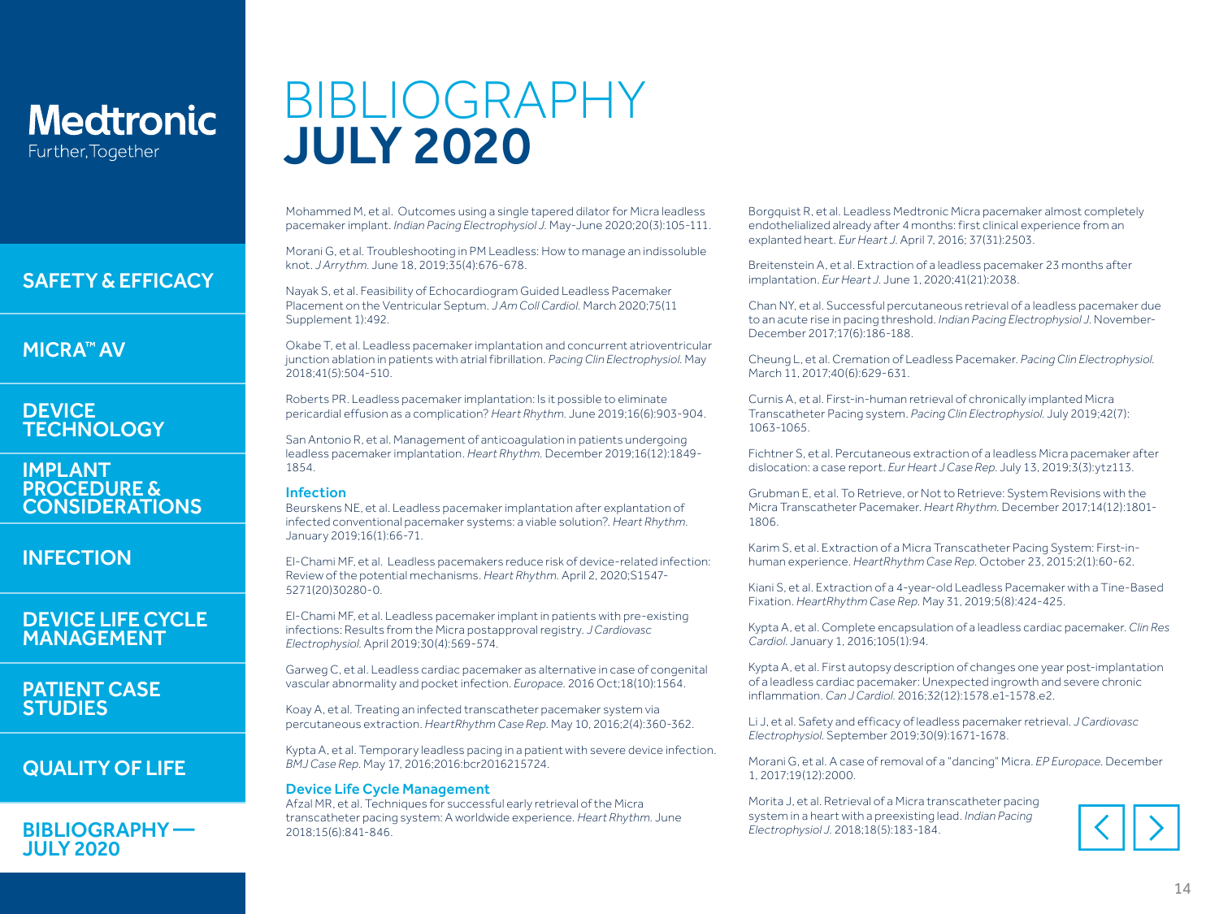# BIBLIOGRAPHY
# JULY 2020

Mohammed M, et al. Outcomes using a single tapered dilator for Micra leadless pacemaker implant. *Indian Pacing Electrophysiol J.* May-June 2020;20(3):105-111.

Morani G, et al. Troubleshooting in PM Leadless: How to manage an indissoluble knot. *J Arrythm.* June 18, 2019;35(4):676-678.

Nayak S, et al. Feasibility of Echocardiogram Guided Leadless Pacemaker Placement on the Ventricular Septum. *J Am Coll Cardiol.* March 2020;75(11 Supplement 1):492.

Okabe T, et al. Leadless pacemaker implantation and concurrent atrioventricular junction ablation in patients with atrial fibrillation. *Pacing Clin Electrophysiol.* May 2018;41(5):504-510.

Roberts PR. Leadless pacemaker implantation: Is it possible to eliminate pericardial effusion as a complication? *Heart Rhythm.* June 2019;16(6):903-904.

San Antonio R, et al. Management of anticoagulation in patients undergoing leadless pacemaker implantation. *Heart Rhythm.* December 2019;16(12):1849-1854.

### Infection

Beurskens NE, et al. Leadless pacemaker implantation after explantation of infected conventional pacemaker systems: a viable solution?. *Heart Rhythm.* January 2019;16(1):66-71.

El-Chami MF, et al. Leadless pacemakers reduce risk of device-related infection: Review of the potential mechanisms. *Heart Rhythm.* April 2, 2020;S1547-5271(20)30280-0.

El-Chami MF, et al. Leadless pacemaker implant in patients with pre-existing infections: Results from the Micra postapproval registry. *J Cardiovasc Electrophysiol.* April 2019;30(4):569-574.

Garweg C, et al. Leadless cardiac pacemaker as alternative in case of congenital vascular abnormality and pocket infection. *Europace.* 2016 Oct;18(10):1564.

Koay A, et al. Treating an infected transcatheter pacemaker system via percutaneous extraction. *HeartRhythm Case Rep.* May 10, 2016;2(4):360-362.

Kypta A, et al. Temporary leadless pacing in a patient with severe device infection. *BMJ Case Rep.* May 17, 2016;2016:bcr2016215724.

### Device Life Cycle Management

Afzal MR, et al. Techniques for successful early retrieval of the Micra transcatheter pacing system: A worldwide experience. *Heart Rhythm.* June 2018;15(6):841-846.

Borgquist R, et al. Leadless Medtronic Micra pacemaker almost completely endothelialized already after 4 months: first clinical experience from an explanted heart. *Eur Heart J.* April 7, 2016; 37(31):2503.

Breitenstein A, et al. Extraction of a leadless pacemaker 23 months after implantation. *Eur Heart J.* June 1, 2020;41(21):2038.

Chan NY, et al. Successful percutaneous retrieval of a leadless pacemaker due to an acute rise in pacing threshold. *Indian Pacing Electrophysiol J.* November-December 2017;17(6):186-188.

Cheung L, et al. Cremation of Leadless Pacemaker. *Pacing Clin Electrophysiol.* March 11, 2017;40(6):629-631.

Curnis A, et al. First-in-human retrieval of chronically implanted Micra Transcatheter Pacing system. *Pacing Clin Electrophysiol.* July 2019;42(7):1063-1065.

Fichtner S, et al. Percutaneous extraction of a leadless Micra pacemaker after dislocation: a case report. *Eur Heart J Case Rep.* July 13, 2019;3(3):ytz113.

Grubman E, et al. To Retrieve, or Not to Retrieve: System Revisions with the Micra Transcatheter Pacemaker. *Heart Rhythm.* December 2017;14(12):1801-1806.

Karim S, et al. Extraction of a Micra Transcatheter Pacing System: First-in-human experience. *HeartRhythm Case Rep.* October 23, 2015;2(1):60-62.

Kiani S, et al. Extraction of a 4-year-old Leadless Pacemaker with a Tine-Based Fixation. *HeartRhythm Case Rep.* May 31, 2019;5(8):424-425.

Kypta A, et al. Complete encapsulation of a leadless cardiac pacemaker. *Clin Res Cardiol.* January 1, 2016;105(1):94.

Kypta A, et al. First autopsy description of changes one year post-implantation of a leadless cardiac pacemaker: Unexpected ingrowth and severe chronic inflammation. *Can J Cardiol.* 2016;32(12):1578.e1-1578.e2.

Li J, et al. Safety and efficacy of leadless pacemaker retrieval. *J Cardiovasc Electrophysiol.* September 2019;30(9):1671-1678.

Morani G, et al. A case of removal of a "dancing" Micra. *EP Europace.* December 1, 2017;19(12):2000.

Morita J, et al. Retrieval of a Micra transcatheter pacing system in a heart with a preexisting lead. *Indian Pacing Electrophysiol J.* 2018;18(5):183-184.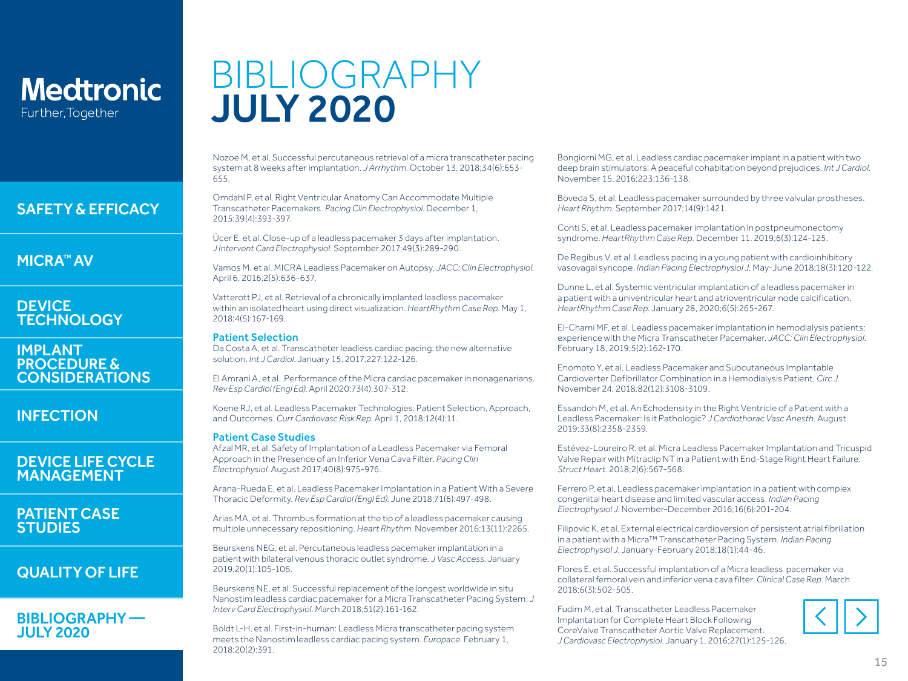# BIBLIOGRAPHY JULY 2020

Nozoe M, et al. Successful percutaneous retrieval of a micra transcatheter pacing system at 8 weeks after implantation. *J Arrhythm.* October 13, 2018;34(6):653-655.

Omdahl P, et al. Right Ventricular Anatomy Can Accommodate Multiple Transcatheter Pacemakers. *Pacing Clin Electrophysiol.* December 1, 2015;39(4):393-397.

Ücer E, et al. Close-up of a leadless pacemaker 3 days after implantation. *J Intervent Card Electrophysiol.* September 2017;49(3):289-290.

Vamos M, et al. MICRA Leadless Pacemaker on Autopsy. *JACC: Clin Electrophysiol.* April 6, 2016;2(5):636-637.

Vatterott PJ, et al. Retrieval of a chronically implanted leadless pacemaker within an isolated heart using direct visualization. *HeartRhythm Case Rep.* May 1, 2018;4(5):167-169.

### Patient Selection

Da Costa A, et al. Transcatheter leadless cardiac pacing: the new alternative solution. *Int J Cardiol.* January 15, 2017;227:122-126.

El Amrani A, et al. Performance of the Micra cardiac pacemaker in nonagenarians. *Rev Esp Cardiol (Engl Ed).* April 2020;73(4):307-312.

Koene RJ, et al. Leadless Pacemaker Technologies: Patient Selection, Approach, and Outcomes. *Curr Cardiovasc Risk Rep.* April 1, 2018;12(4):11.

### Patient Case Studies

Afzal MR, et al. Safety of Implantation of a Leadless Pacemaker via Femoral Approach in the Presence of an Inferior Vena Cava Filter. *Pacing Clin Electrophysiol.* August 2017;40(8):975-976.

Arana-Rueda E, et al. Leadless Pacemaker Implantation in a Patient With a Severe Thoracic Deformity. *Rev Esp Cardiol (Engl Ed).* June 2018;71(6):497-498.

Arias MA, et al. Thrombus formation at the tip of a leadless pacemaker causing multiple unnecessary repositioning. *Heart Rhythm.* November 2016;13(11):2265.

Beurskens NEG, et al. Percutaneous leadless pacemaker implantation in a patient with bilateral venous thoracic outlet syndrome. *J Vasc Access.* January 2019;20(1):105-106.

Beurskens NE, et al. Successful replacement of the longest worldwide in situ Nanostim leadless cardiac pacemaker for a Micra Transcatheter Pacing System. *J Interv Card Electrophysiol.* March 2018;51(2):161-162.

Boldt L-H, et al. First-in-human: Leadless Micra transcatheter pacing system meets the Nanostim leadless cardiac pacing system. *Europace.* February 1, 2018;20(2):391.

Bongiorni MG, et al. Leadless cardiac pacemaker implant in a patient with two deep brain stimulators: A peaceful cohabitation beyond prejudices. *Int J Cardiol.* November 15, 2016;223:136-138.

Boveda S, et al. Leadless pacemaker surrounded by three valvular prostheses. *Heart Rhythm.* September 2017;14(9):1421.

Conti S, et al. Leadless pacemaker implantation in postpneumonectomy syndrome. *HeartRhythm Case Rep.* December 11, 2019;6(3):124-125.

De Regibus V, et al. Leadless pacing in a young patient with cardioinhibitory vasovagal syncope. *Indian Pacing Electrophysiol J.* May-June 2018;18(3):120-122.

Dunne L, et al. Systemic ventricular implantation of a leadless pacemaker in a patient with a univentricular heart and atrioventricular node calcification. *HeartRhythm Case Rep.* January 28, 2020;6(5):265-267.

El-Chami MF, et al. Leadless pacemaker implantation in hemodialysis patients: experience with the Micra Transcatheter Pacemaker. *JACC: Clin Electrophysiol.* February 18, 2019;5(2):162-170.

Enomoto Y, et al. Leadless Pacemaker and Subcutaneous Implantable Cardioverter Defibrillator Combination in a Hemodialysis Patient. *Circ J.* November 24, 2018;82(12):3108-3109.

Essandoh M, et al. An Echodensity in the Right Ventricle of a Patient with a Leadless Pacemaker: Is it Pathologic? *J Cardiothorac Vasc Anesth.* August 2019;33(8):2358-2359.

Estévez-Loureiro R, et al. Micra Leadless Pacemaker Implantation and Tricuspid Valve Repair with Mitraclip NT in a Patient with End-Stage Right Heart Failure. *Struct Heart.* 2018;2(6):567-568.

Ferrero P, et al. Leadless pacemaker implantation in a patient with complex congenital heart disease and limited vascular access. *Indian Pacing Electrophysiol J.* November-December 2016;16(6):201-204.

Filipovic K, et al. External electrical cardioversion of persistent atrial fibrillation in a patient with a Micra™ Transcatheter Pacing System. *Indian Pacing Electrophysiol J.* January-February 2018;18(1):44-46.

Flores E, et al. Successful implantation of a Micra leadless pacemaker via collateral femoral vein and inferior vena cava filter. *Clinical Case Rep.* March 2018;6(3):502-505.

Fudim M, et al. Transcatheter Leadless Pacemaker Implantation for Complete Heart Block Following CoreValve Transcatheter Aortic Valve Replacement. *J Cardiovasc Electrophysiol.* January 1, 2016;27(1):125-126.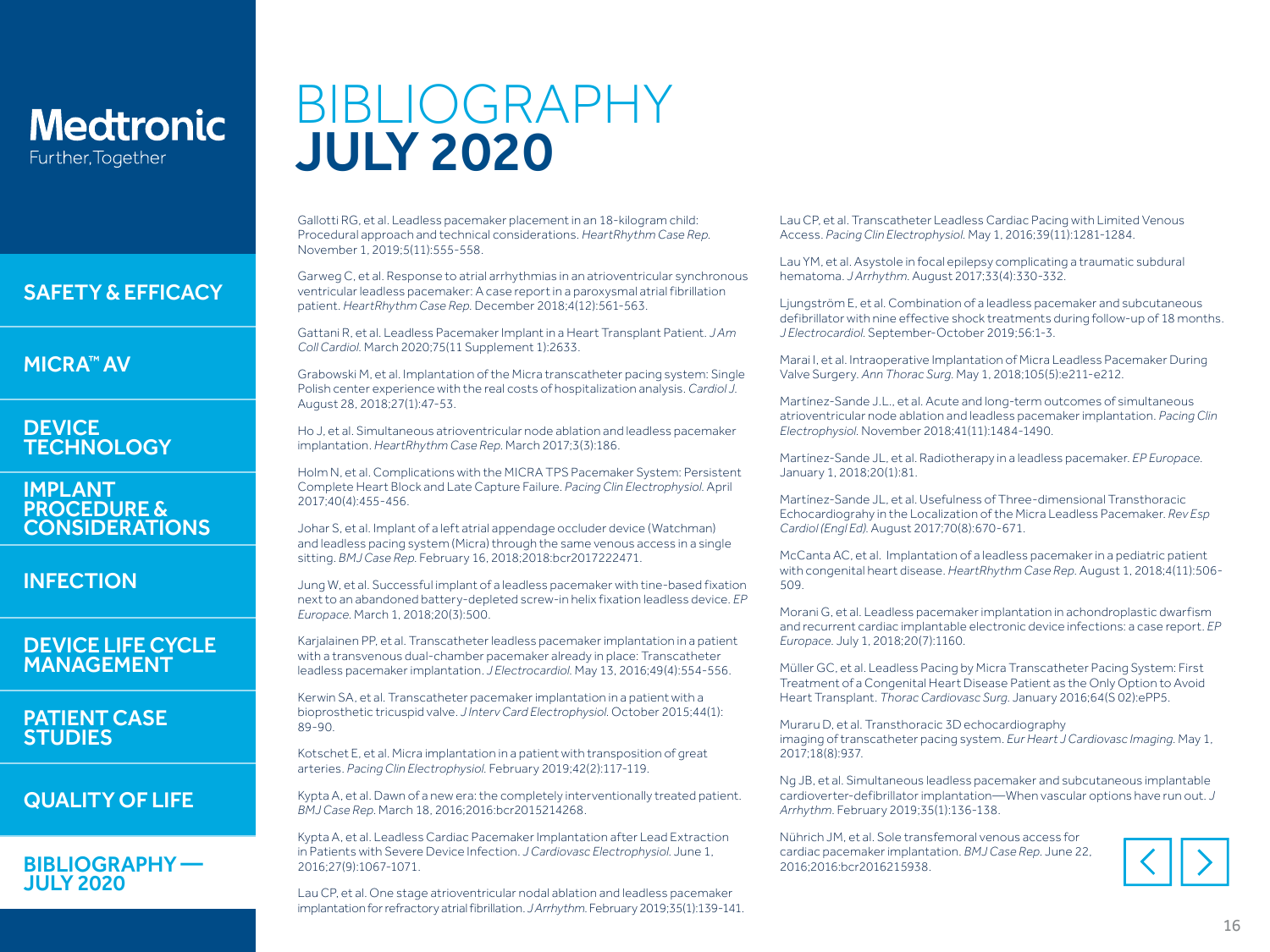# BIBLIOGRAPHY
# JULY 2020

Gallotti RG, et al. Leadless pacemaker placement in an 18-kilogram child: Procedural approach and technical considerations. *HeartRhythm Case Rep.* November 1, 2019;5(11):555-558.

Garweg C, et al. Response to atrial arrhythmias in an atrioventricular synchronous ventricular leadless pacemaker: A case report in a paroxysmal atrial fibrillation patient. *HeartRhythm Case Rep.* December 2018;4(12):561-563.

Gattani R, et al. Leadless Pacemaker Implant in a Heart Transplant Patient. *J Am Coll Cardiol.* March 2020;75(11 Supplement 1):2633.

Grabowski M, et al. Implantation of the Micra transcatheter pacing system: Single Polish center experience with the real costs of hospitalization analysis. *Cardiol J.* August 28, 2018;27(1):47-53.

Ho J, et al. Simultaneous atrioventricular node ablation and leadless pacemaker implantation. *HeartRhythm Case Rep.* March 2017;3(3):186.

Holm N, et al. Complications with the MICRA TPS Pacemaker System: Persistent Complete Heart Block and Late Capture Failure. *Pacing Clin Electrophysiol.* April 2017;40(4):455-456.

Johar S, et al. Implant of a left atrial appendage occluder device (Watchman) and leadless pacing system (Micra) through the same venous access in a single sitting. *BMJ Case Rep.* February 16, 2018;2018:bcr2017222471.

Jung W, et al. Successful implant of a leadless pacemaker with tine-based fixation next to an abandoned battery-depleted screw-in helix fixation leadless device. *EP Europace.* March 1, 2018;20(3):500.

Karjalainen PP, et al. Transcatheter leadless pacemaker implantation in a patient with a transvenous dual-chamber pacemaker already in place: Transcatheter leadless pacemaker implantation. *J Electrocardiol.* May 13, 2016;49(4):554-556.

Kerwin SA, et al. Transcatheter pacemaker implantation in a patient with a bioprosthetic tricuspid valve. *J Interv Card Electrophysiol.* October 2015;44(1): 89-90.

Kotschet E, et al. Micra implantation in a patient with transposition of great arteries. *Pacing Clin Electrophysiol.* February 2019;42(2):117-119.

Kypta A, et al. Dawn of a new era: the completely interventionally treated patient. *BMJ Case Rep.* March 18, 2016;2016:bcr2015214268.

Kypta A, et al. Leadless Cardiac Pacemaker Implantation after Lead Extraction in Patients with Severe Device Infection. *J Cardiovasc Electrophysiol.* June 1, 2016;27(9):1067-1071.

Lau CP, et al. One stage atrioventricular nodal ablation and leadless pacemaker implantation for refractory atrial fibrillation. *J Arrhythm.* February 2019;35(1):139-141.

Lau CP, et al. Transcatheter Leadless Cardiac Pacing with Limited Venous Access. *Pacing Clin Electrophysiol.* May 1, 2016;39(11):1281-1284.

Lau YM, et al. Asystole in focal epilepsy complicating a traumatic subdural hematoma. *J Arrhythm.* August 2017;33(4):330-332.

Ljungström E, et al. Combination of a leadless pacemaker and subcutaneous defibrillator with nine effective shock treatments during follow-up of 18 months. *J Electrocardiol.* September-October 2019;56:1-3.

Marai I, et al. Intraoperative Implantation of Micra Leadless Pacemaker During Valve Surgery. *Ann Thorac Surg.* May 1, 2018;105(5):e211-e212.

Martínez-Sande J.L., et al. Acute and long-term outcomes of simultaneous atrioventricular node ablation and leadless pacemaker implantation. *Pacing Clin Electrophysiol.* November 2018;41(11):1484-1490.

Martínez-Sande JL, et al. Radiotherapy in a leadless pacemaker. *EP Europace.* January 1, 2018;20(1):81.

Martínez-Sande JL, et al. Usefulness of Three-dimensional Transthoracic Echocardiograhy in the Localization of the Micra Leadless Pacemaker. *Rev Esp Cardiol (Engl Ed).* August 2017;70(8):670-671.

McCanta AC, et al. Implantation of a leadless pacemaker in a pediatric patient with congenital heart disease. *HeartRhythm Case Rep.* August 1, 2018;4(11):506-509.

Morani G, et al. Leadless pacemaker implantation in achondroplastic dwarfism and recurrent cardiac implantable electronic device infections: a case report. *EP Europace.* July 1, 2018;20(7):1160.

Müller GC, et al. Leadless Pacing by Micra Transcatheter Pacing System: First Treatment of a Congenital Heart Disease Patient as the Only Option to Avoid Heart Transplant. *Thorac Cardiovasc Surg.* January 2016;64(S 02):ePP5.

Muraru D, et al. Transthoracic 3D echocardiography imaging of transcatheter pacing system. *Eur Heart J Cardiovasc Imaging.* May 1, 2017;18(8):937.

Ng JB, et al. Simultaneous leadless pacemaker and subcutaneous implantable cardioverter-defibrillator implantation—When vascular options have run out. *J Arrhythm.* February 2019;35(1):136-138.

Nührich JM, et al. Sole transfemoral venous access for cardiac pacemaker implantation. *BMJ Case Rep.* June 22, 2016;2016:bcr2016215938.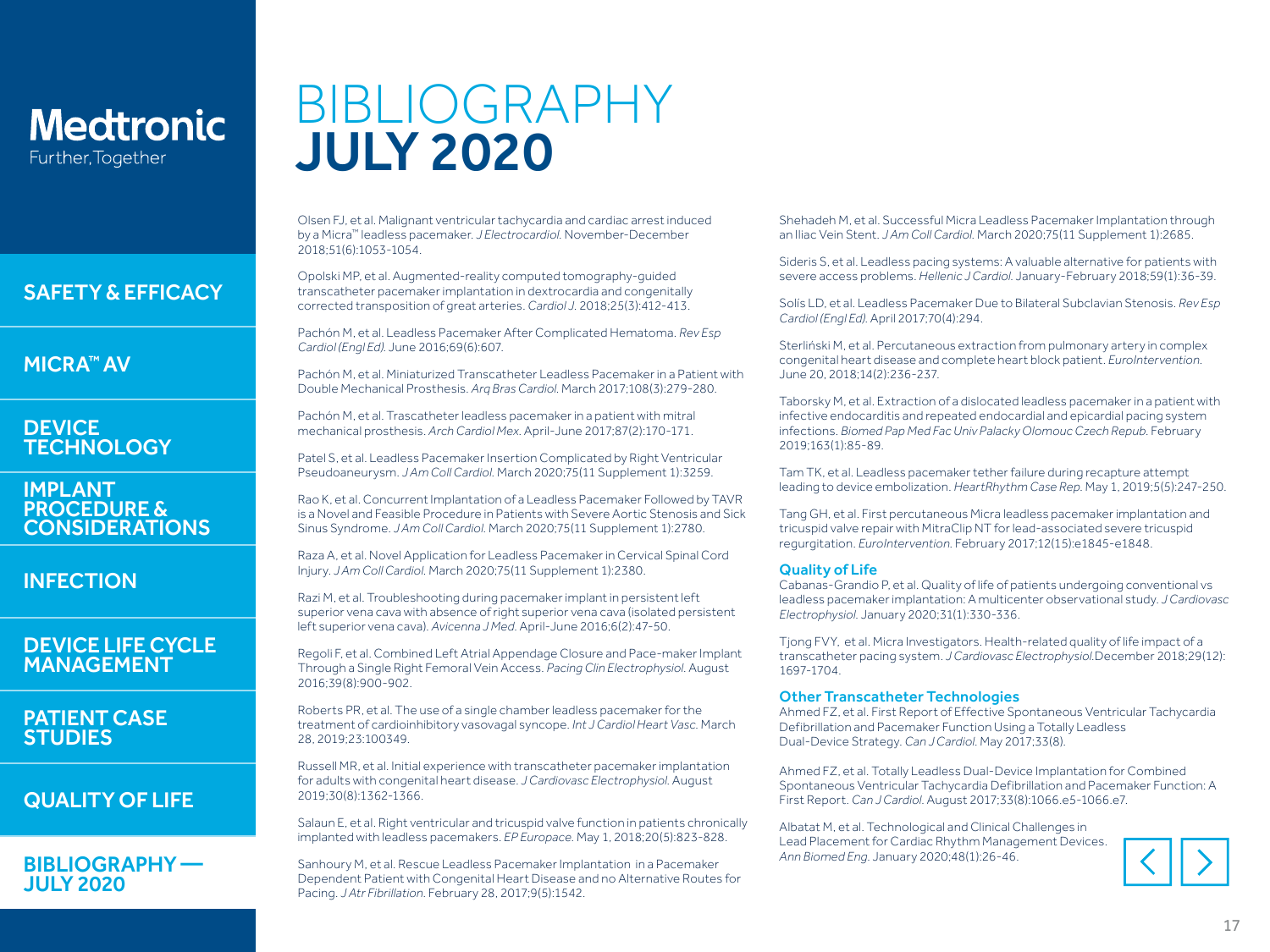# BIBLIOGRAPHY
# JULY 2020

Olsen FJ, et al. Malignant ventricular tachycardia and cardiac arrest induced by a Micra™ leadless pacemaker. *J Electrocardiol.* November-December 2018;51(6):1053-1054.

Opolski MP, et al. Augmented-reality computed tomography-guided transcatheter pacemaker implantation in dextrocardia and congenitally corrected transposition of great arteries. *Cardiol J.* 2018;25(3):412-413.

Pachón M, et al. Leadless Pacemaker After Complicated Hematoma. *Rev Esp Cardiol (Engl Ed).* June 2016;69(6):607.

Pachón M, et al. Miniaturized Transcatheter Leadless Pacemaker in a Patient with Double Mechanical Prosthesis. *Arq Bras Cardiol.* March 2017;108(3):279-280.

Pachón M, et al. Trascatheter leadless pacemaker in a patient with mitral mechanical prosthesis. *Arch Cardiol Mex.* April-June 2017;87(2):170-171.

Patel S, et al. Leadless Pacemaker Insertion Complicated by Right Ventricular Pseudoaneurysm. *J Am Coll Cardiol.* March 2020;75(11 Supplement 1):3259.

Rao K, et al. Concurrent Implantation of a Leadless Pacemaker Followed by TAVR is a Novel and Feasible Procedure in Patients with Severe Aortic Stenosis and Sick Sinus Syndrome. *J Am Coll Cardiol.* March 2020;75(11 Supplement 1):2780.

Raza A, et al. Novel Application for Leadless Pacemaker in Cervical Spinal Cord Injury. *J Am Coll Cardiol.* March 2020;75(11 Supplement 1):2380.

Razi M, et al. Troubleshooting during pacemaker implant in persistent left superior vena cava with absence of right superior vena cava (isolated persistent left superior vena cava). *Avicenna J Med.* April-June 2016;6(2):47-50.

Regoli F, et al. Combined Left Atrial Appendage Closure and Pace-maker Implant Through a Single Right Femoral Vein Access. *Pacing Clin Electrophysiol.* August 2016;39(8):900-902.

Roberts PR, et al. The use of a single chamber leadless pacemaker for the treatment of cardioinhibitory vasovagal syncope. *Int J Cardiol Heart Vasc.* March 28, 2019;23:100349.

Russell MR, et al. Initial experience with transcatheter pacemaker implantation for adults with congenital heart disease. *J Cardiovasc Electrophysiol.* August 2019;30(8):1362-1366.

Salaun E, et al. Right ventricular and tricuspid valve function in patients chronically implanted with leadless pacemakers. *EP Europace.* May 1, 2018;20(5):823-828.

Sanhoury M, et al. Rescue Leadless Pacemaker Implantation in a Pacemaker Dependent Patient with Congenital Heart Disease and no Alternative Routes for Pacing. *J Atr Fibrillation.* February 28, 2017;9(5):1542.

Shehadeh M, et al. Successful Micra Leadless Pacemaker Implantation through an Iliac Vein Stent. *J Am Coll Cardiol.* March 2020;75(11 Supplement 1):2685.

Sideris S, et al. Leadless pacing systems: A valuable alternative for patients with severe access problems. *Hellenic J Cardiol.* January-February 2018;59(1):36-39.

Solís LD, et al. Leadless Pacemaker Due to Bilateral Subclavian Stenosis. *Rev Esp Cardiol (Engl Ed).* April 2017;70(4):294.

Sterliński M, et al. Percutaneous extraction from pulmonary artery in complex congenital heart disease and complete heart block patient. *EuroIntervention.* June 20, 2018;14(2):236-237.

Taborsky M, et al. Extraction of a dislocated leadless pacemaker in a patient with infective endocarditis and repeated endocardial and epicardial pacing system infections. *Biomed Pap Med Fac Univ Palacky Olomouc Czech Repub.* February 2019;163(1):85-89.

Tam TK, et al. Leadless pacemaker tether failure during recapture attempt leading to device embolization. *HeartRhythm Case Rep.* May 1, 2019;5(5):247-250.

Tang GH, et al. First percutaneous Micra leadless pacemaker implantation and tricuspid valve repair with MitraClip NT for lead-associated severe tricuspid regurgitation. *EuroIntervention.* February 2017;12(15):e1845-e1848.

## Quality of Life

Cabanas-Grandio P, et al. Quality of life of patients undergoing conventional vs leadless pacemaker implantation: A multicenter observational study. *J Cardiovasc Electrophysiol.* January 2020;31(1):330-336.

Tjong FVY, et al. Micra Investigators. Health-related quality of life impact of a transcatheter pacing system. *J Cardiovasc Electrophysiol.* December 2018;29(12):1697-1704.

## Other Transcatheter Technologies

Ahmed FZ, et al. First Report of Effective Spontaneous Ventricular Tachycardia Defibrillation and Pacemaker Function Using a Totally Leadless Dual-Device Strategy. *Can J Cardiol.* May 2017;33(8).

Ahmed FZ, et al. Totally Leadless Dual-Device Implantation for Combined Spontaneous Ventricular Tachycardia Defibrillation and Pacemaker Function: A First Report. *Can J Cardiol.* August 2017;33(8):1066.e5-1066.e7.

Albatat M, et al. Technological and Clinical Challenges in Lead Placement for Cardiac Rhythm Management Devices. *Ann Biomed Eng.* January 2020;48(1):26-46.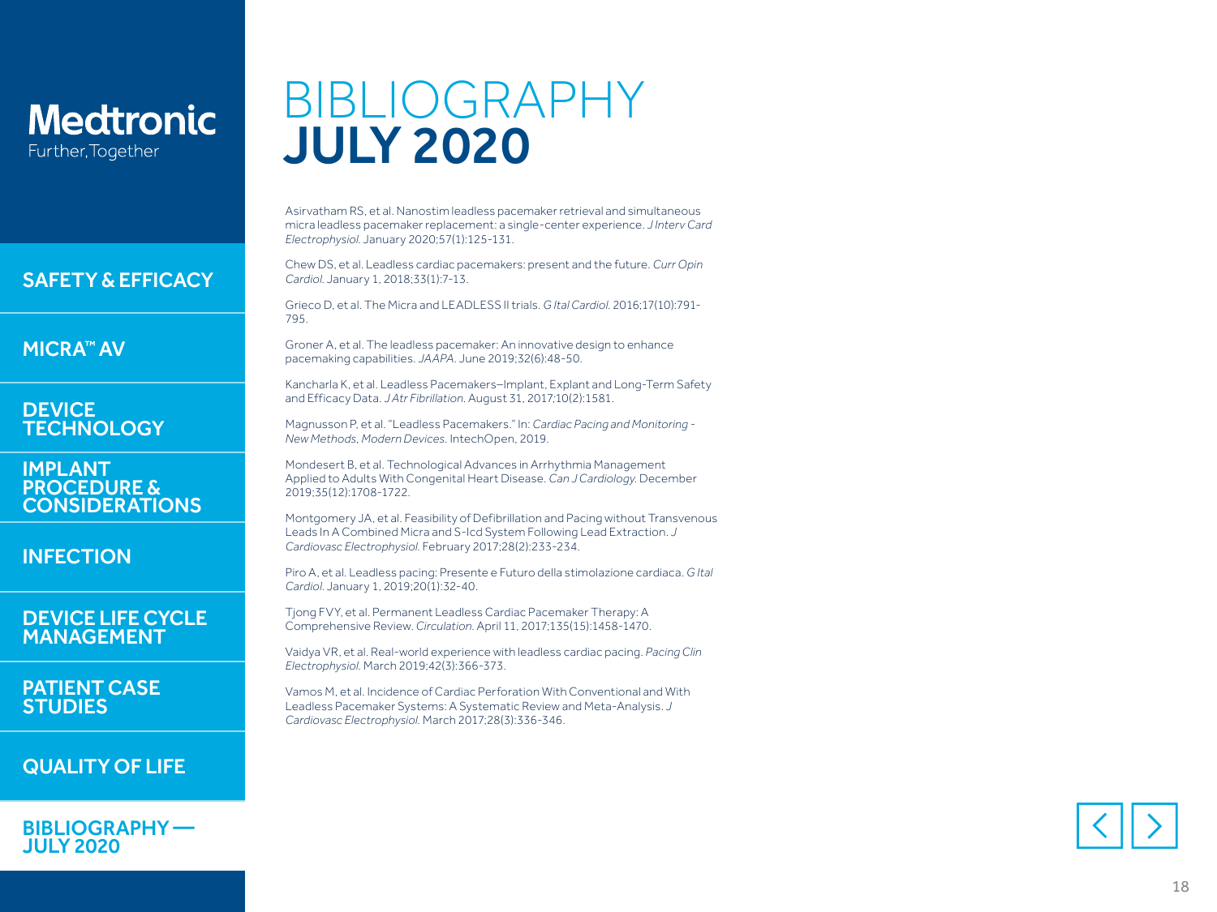# BIBLIOGRAPHY
# JULY 2020

Asirvatham RS, et al. Nanostim leadless pacemaker retrieval and simultaneous micra leadless pacemaker replacement: a single-center experience. *J Interv Card Electrophysiol.* January 2020;57(1):125-131.

Chew DS, et al. Leadless cardiac pacemakers: present and the future. *Curr Opin Cardiol.* January 1, 2018;33(1):7-13.

Grieco D, et al. The Micra and LEADLESS II trials. *G Ital Cardiol.* 2016;17(10):791-795.

Groner A, et al. The leadless pacemaker: An innovative design to enhance pacemaking capabilities. *JAAPA.* June 2019;32(6):48-50.

Kancharla K, et al. Leadless Pacemakers–Implant, Explant and Long-Term Safety and Efficacy Data. *J Atr Fibrillation.* August 31, 2017;10(2):1581.

Magnusson P, et al. "Leadless Pacemakers." In: *Cardiac Pacing and Monitoring - New Methods, Modern Devices.* IntechOpen, 2019.

Mondesert B, et al. Technological Advances in Arrhythmia Management Applied to Adults With Congenital Heart Disease. *Can J Cardiology.* December 2019;35(12):1708-1722.

Montgomery JA, et al. Feasibility of Defibrillation and Pacing without Transvenous Leads In A Combined Micra and S-Icd System Following Lead Extraction. *J Cardiovasc Electrophysiol.* February 2017;28(2):233-234.

Piro A, et al. Leadless pacing: Presente e Futuro della stimolazione cardiaca. *G Ital Cardiol.* January 1, 2019;20(1):32-40.

Tjong FVY, et al. Permanent Leadless Cardiac Pacemaker Therapy: A Comprehensive Review. *Circulation.* April 11, 2017;135(15):1458-1470.

Vaidya VR, et al. Real-world experience with leadless cardiac pacing. *Pacing Clin Electrophysiol.* March 2019;42(3):366-373.

Vamos M, et al. Incidence of Cardiac Perforation With Conventional and With Leadless Pacemaker Systems: A Systematic Review and Meta-Analysis. *J Cardiovasc Electrophysiol.* March 2017;28(3):336-346.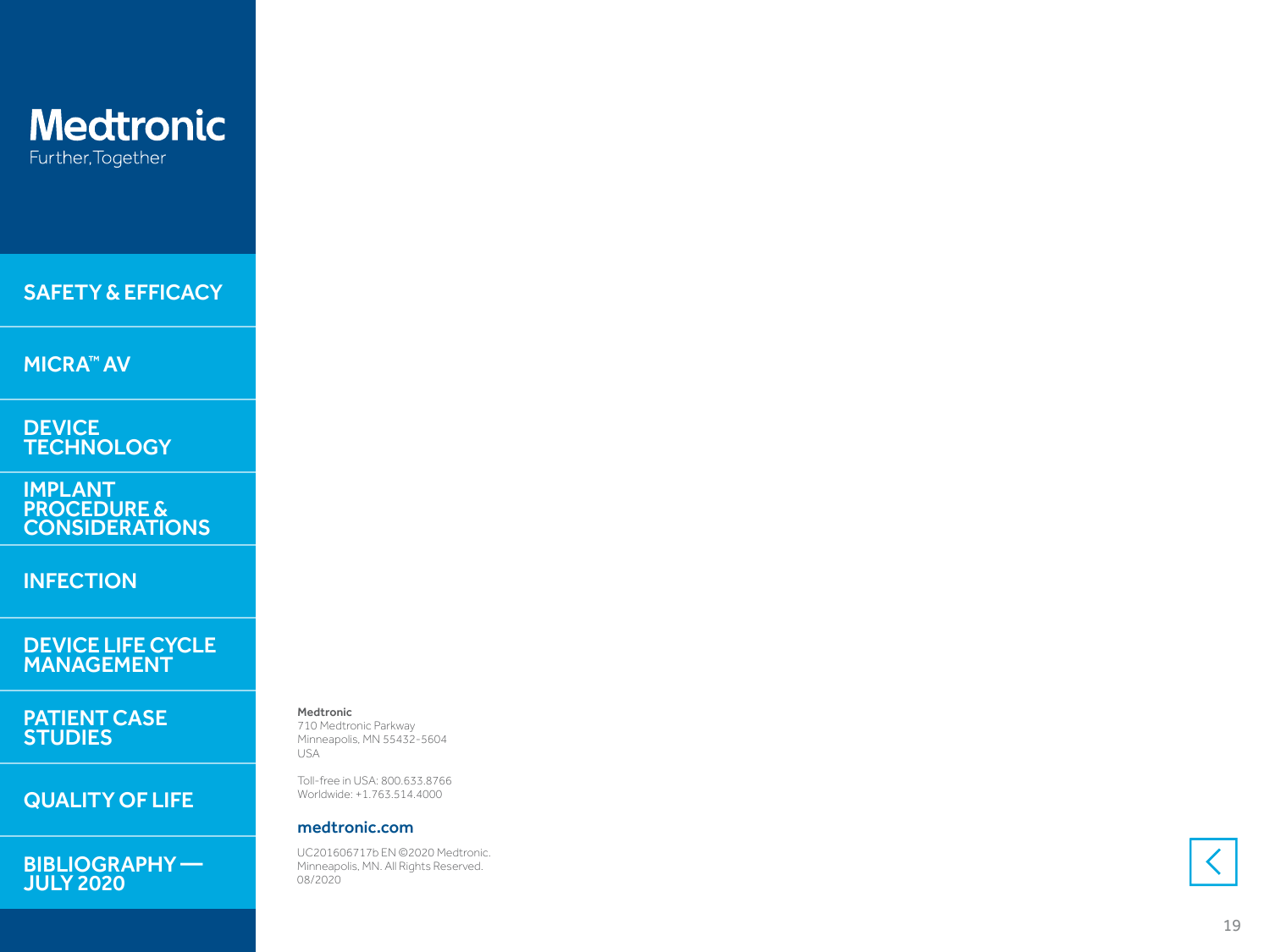**Medtronic**

Further, Together

SAFETY & EFFICACY

MICRA™ AV

DEVICE TECHNOLOGY

IMPLANT PROCEDURE & CONSIDERATIONS

INFECTION

DEVICE LIFE CYCLE MANAGEMENT

PATIENT CASE STUDIES

QUALITY OF LIFE

BIBLIOGRAPHY — JULY 2020

**Medtronic**
710 Medtronic Parkway
Minneapolis, MN 55432-5604
USA

Toll-free in USA: 800.633.8766
Worldwide: +1.763.514.4000

**medtronic.com**

UC201606717b EN ©2020 Medtronic.
Minneapolis, MN. All Rights Reserved.
08/2020